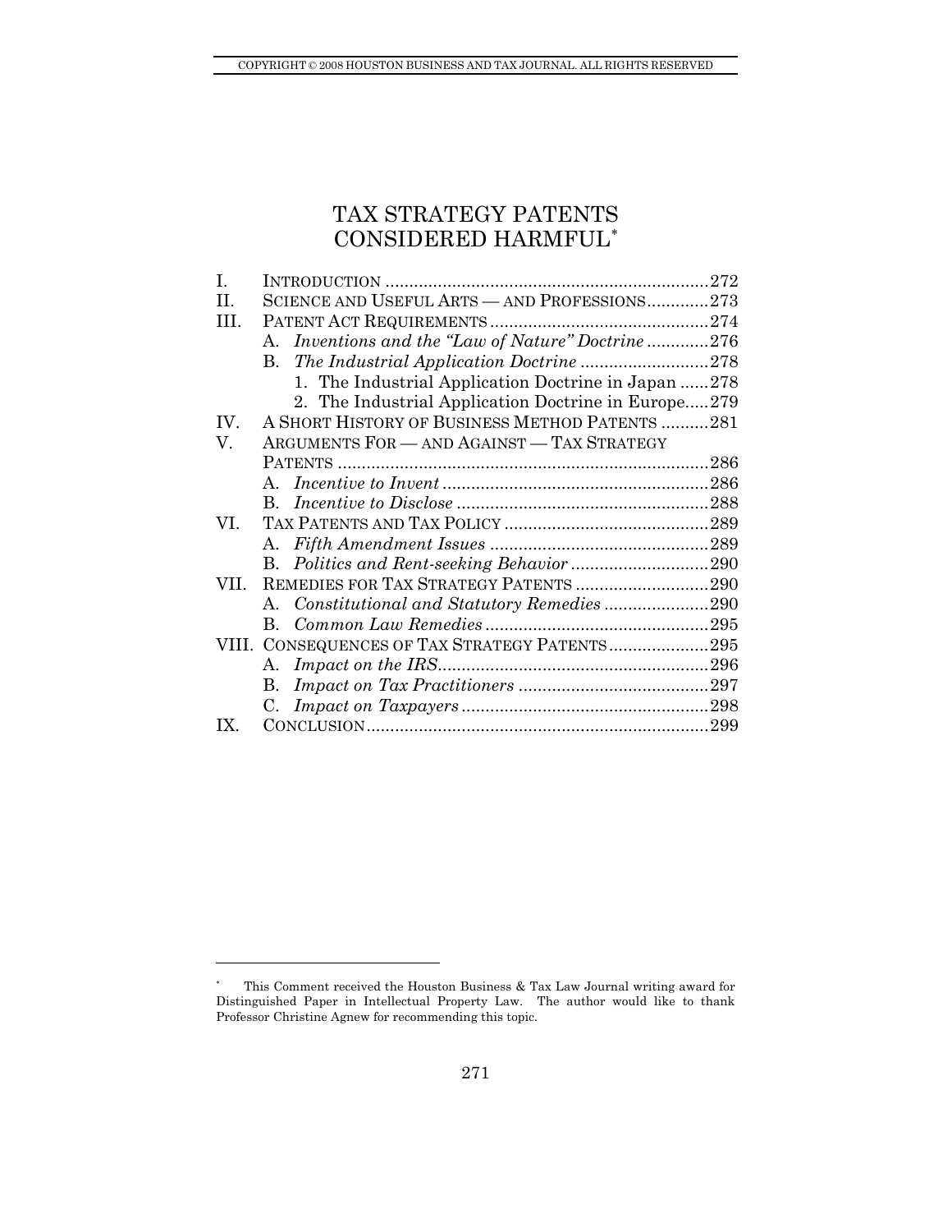# TAX STRATEGY PATENTS CONSIDERED HARMFUL*

| | | |
|---|---|---|
| I. | INTRODUCTION | 272 |
| II. | SCIENCE AND USEFUL ARTS — AND PROFESSIONS | 273 |
| III. | PATENT ACT REQUIREMENTS | 274 |
| | A. *Inventions and the "Law of Nature" Doctrine* | 276 |
| | B. *The Industrial Application Doctrine* | 278 |
| | 1. The Industrial Application Doctrine in Japan | 278 |
| | 2. The Industrial Application Doctrine in Europe | 279 |
| IV. | A SHORT HISTORY OF BUSINESS METHOD PATENTS | 281 |
| V. | ARGUMENTS FOR — AND AGAINST — TAX STRATEGY PATENTS | 286 |
| | A. *Incentive to Invent* | 286 |
| | B. *Incentive to Disclose* | 288 |
| VI. | TAX PATENTS AND TAX POLICY | 289 |
| | A. *Fifth Amendment Issues* | 289 |
| | B. *Politics and Rent-seeking Behavior* | 290 |
| VII. | REMEDIES FOR TAX STRATEGY PATENTS | 290 |
| | A. *Constitutional and Statutory Remedies* | 290 |
| | B. *Common Law Remedies* | 295 |
| VIII. | CONSEQUENCES OF TAX STRATEGY PATENTS | 295 |
| | A. *Impact on the IRS* | 296 |
| | B. *Impact on Tax Practitioners* | 297 |
| | C. *Impact on Taxpayers* | 298 |
| IX. | CONCLUSION | 299 |

---

* This Comment received the Houston Business & Tax Law Journal writing award for Distinguished Paper in Intellectual Property Law. The author would like to thank Professor Christine Agnew for recommending this topic.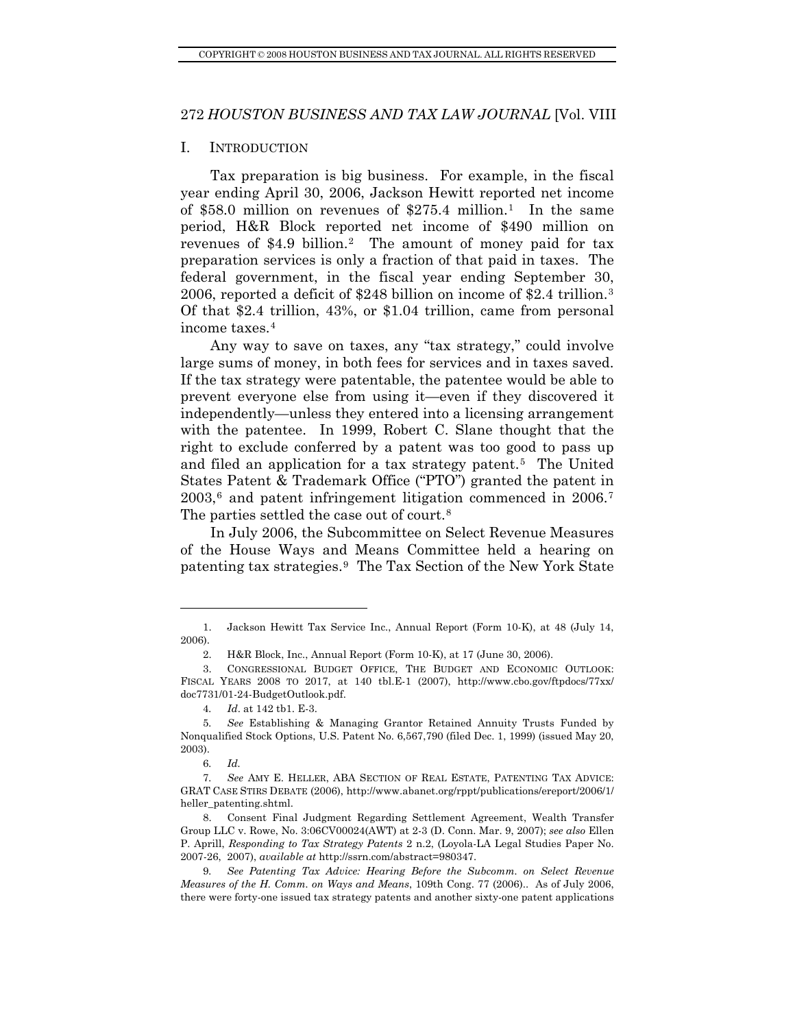## I. INTRODUCTION

Tax preparation is big business. For example, in the fiscal year ending April 30, 2006, Jackson Hewitt reported net income of $58.0 million on revenues of $275.4 million.[1] In the same period, H&R Block reported net income of $490 million on revenues of $4.9 billion.[2] The amount of money paid for tax preparation services is only a fraction of that paid in taxes. The federal government, in the fiscal year ending September 30, 2006, reported a deficit of $248 billion on income of $2.4 trillion.[3] Of that $2.4 trillion, 43%, or $1.04 trillion, came from personal income taxes.[4]

Any way to save on taxes, any "tax strategy," could involve large sums of money, in both fees for services and in taxes saved. If the tax strategy were patentable, the patentee would be able to prevent everyone else from using it—even if they discovered it independently—unless they entered into a licensing arrangement with the patentee. In 1999, Robert C. Slane thought that the right to exclude conferred by a patent was too good to pass up and filed an application for a tax strategy patent.[5] The United States Patent & Trademark Office ("PTO") granted the patent in 2003,[6] and patent infringement litigation commenced in 2006.[7] The parties settled the case out of court.[8]

In July 2006, the Subcommittee on Select Revenue Measures of the House Ways and Means Committee held a hearing on patenting tax strategies.[9] The Tax Section of the New York State

---

1. Jackson Hewitt Tax Service Inc., Annual Report (Form 10-K), at 48 (July 14, 2006).

2. H&R Block, Inc., Annual Report (Form 10-K), at 17 (June 30, 2006).

3. CONGRESSIONAL BUDGET OFFICE, THE BUDGET AND ECONOMIC OUTLOOK: FISCAL YEARS 2008 TO 2017, at 140 tbl.E-1 (2007), http://www.cbo.gov/ftpdocs/77xx/doc7731/01-24-BudgetOutlook.pdf.

4. *Id*. at 142 tb1. E-3.

5. *See* Establishing & Managing Grantor Retained Annuity Trusts Funded by Nonqualified Stock Options, U.S. Patent No. 6,567,790 (filed Dec. 1, 1999) (issued May 20, 2003).

6. *Id.*

7. *See* AMY E. HELLER, ABA SECTION OF REAL ESTATE, PATENTING TAX ADVICE: GRAT CASE STIRS DEBATE (2006), http://www.abanet.org/rppt/publications/ereport/2006/1/heller_patenting.shtml.

8. Consent Final Judgment Regarding Settlement Agreement, Wealth Transfer Group LLC v. Rowe, No. 3:06CV00024(AWT) at 2-3 (D. Conn. Mar. 9, 2007); *see also* Ellen P. Aprill, *Responding to Tax Strategy Patents* 2 n.2, (Loyola-LA Legal Studies Paper No. 2007-26, 2007), *available at* http://ssrn.com/abstract=980347.

9. *See Patenting Tax Advice: Hearing Before the Subcomm. on Select Revenue Measures of the H. Comm. on Ways and Means*, 109th Cong. 77 (2006).. As of July 2006, there were forty-one issued tax strategy patents and another sixty-one patent applications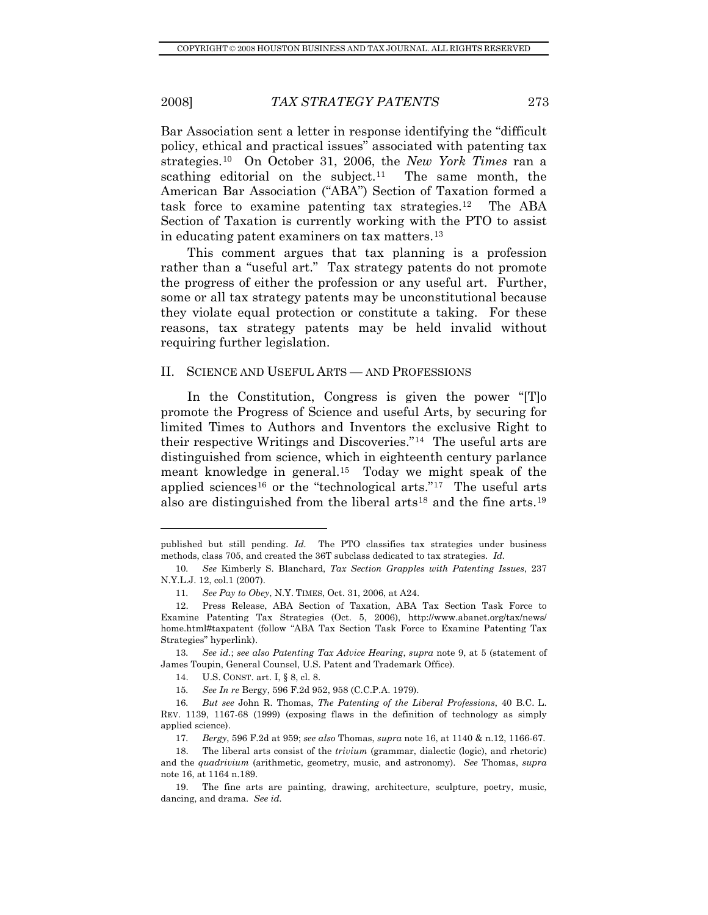Bar Association sent a letter in response identifying the "difficult policy, ethical and practical issues" associated with patenting tax strategies.[10] On October 31, 2006, the *New York Times* ran a scathing editorial on the subject.[11] The same month, the American Bar Association ("ABA") Section of Taxation formed a task force to examine patenting tax strategies.[12] The ABA Section of Taxation is currently working with the PTO to assist in educating patent examiners on tax matters.[13]

This comment argues that tax planning is a profession rather than a "useful art." Tax strategy patents do not promote the progress of either the profession or any useful art. Further, some or all tax strategy patents may be unconstitutional because they violate equal protection or constitute a taking. For these reasons, tax strategy patents may be held invalid without requiring further legislation.

## II. SCIENCE AND USEFUL ARTS — AND PROFESSIONS

In the Constitution, Congress is given the power "[T]o promote the Progress of Science and useful Arts, by securing for limited Times to Authors and Inventors the exclusive Right to their respective Writings and Discoveries."[14] The useful arts are distinguished from science, which in eighteenth century parlance meant knowledge in general.[15] Today we might speak of the applied sciences[16] or the "technological arts."[17] The useful arts also are distinguished from the liberal arts[18] and the fine arts.[19]

---

published but still pending. *Id.* The PTO classifies tax strategies under business methods, class 705, and created the 36T subclass dedicated to tax strategies. *Id.*

10. *See* Kimberly S. Blanchard, *Tax Section Grapples with Patenting Issues*, 237 N.Y.L.J. 12, col.1 (2007).

11. *See Pay to Obey*, N.Y. TIMES, Oct. 31, 2006, at A24.

12. Press Release, ABA Section of Taxation, ABA Tax Section Task Force to Examine Patenting Tax Strategies (Oct. 5, 2006), http://www.abanet.org/tax/news/home.html#taxpatent (follow "ABA Tax Section Task Force to Examine Patenting Tax Strategies" hyperlink).

13. *See id.*; *see also Patenting Tax Advice Hearing*, *supra* note 9, at 5 (statement of James Toupin, General Counsel, U.S. Patent and Trademark Office).

14. U.S. CONST. art. I, § 8, cl. 8.

15. *See In re* Bergy, 596 F.2d 952, 958 (C.C.P.A. 1979).

16. *But see* John R. Thomas, *The Patenting of the Liberal Professions*, 40 B.C. L. REV. 1139, 1167-68 (1999) (exposing flaws in the definition of technology as simply applied science).

17. *Bergy*, 596 F.2d at 959; *see also* Thomas, *supra* note 16, at 1140 & n.12, 1166-67.

18. The liberal arts consist of the *trivium* (grammar, dialectic (logic), and rhetoric) and the *quadrivium* (arithmetic, geometry, music, and astronomy). *See* Thomas, *supra* note 16, at 1164 n.189.

19. The fine arts are painting, drawing, architecture, sculpture, poetry, music, dancing, and drama. *See id.*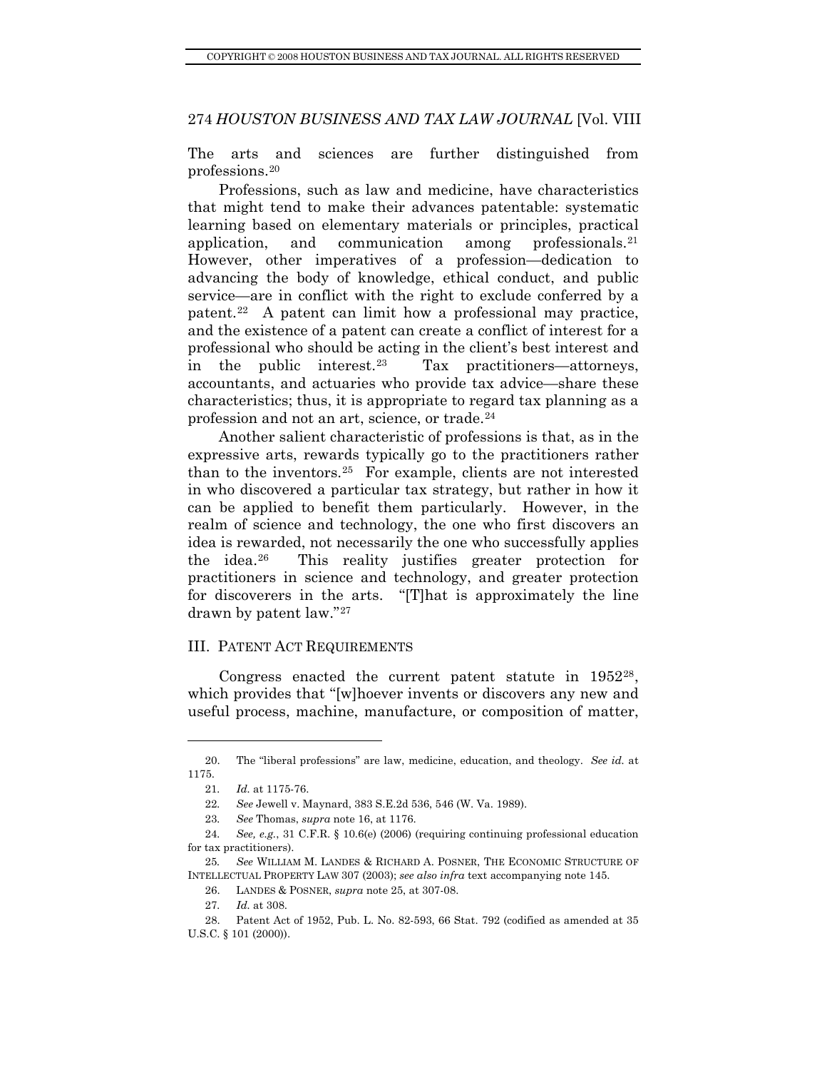The arts and sciences are further distinguished from professions.[20]

Professions, such as law and medicine, have characteristics that might tend to make their advances patentable: systematic learning based on elementary materials or principles, practical application, and communication among professionals.[21] However, other imperatives of a profession—dedication to advancing the body of knowledge, ethical conduct, and public service—are in conflict with the right to exclude conferred by a patent.[22] A patent can limit how a professional may practice, and the existence of a patent can create a conflict of interest for a professional who should be acting in the client's best interest and in the public interest.[23] Tax practitioners—attorneys, accountants, and actuaries who provide tax advice—share these characteristics; thus, it is appropriate to regard tax planning as a profession and not an art, science, or trade.[24]

Another salient characteristic of professions is that, as in the expressive arts, rewards typically go to the practitioners rather than to the inventors.[25] For example, clients are not interested in who discovered a particular tax strategy, but rather in how it can be applied to benefit them particularly. However, in the realm of science and technology, the one who first discovers an idea is rewarded, not necessarily the one who successfully applies the idea.[26] This reality justifies greater protection for practitioners in science and technology, and greater protection for discoverers in the arts. "[T]hat is approximately the line drawn by patent law."[27]

## III. PATENT ACT REQUIREMENTS

Congress enacted the current patent statute in 1952[28], which provides that "[w]hoever invents or discovers any new and useful process, machine, manufacture, or composition of matter,

---

20. The "liberal professions" are law, medicine, education, and theology. *See id.* at 1175.

21. *Id.* at 1175-76.

22. *See* Jewell v. Maynard, 383 S.E.2d 536, 546 (W. Va. 1989).

23. *See* Thomas, *supra* note 16, at 1176.

24. *See, e.g.*, 31 C.F.R. § 10.6(e) (2006) (requiring continuing professional education for tax practitioners).

25. *See* WILLIAM M. LANDES & RICHARD A. POSNER, THE ECONOMIC STRUCTURE OF INTELLECTUAL PROPERTY LAW 307 (2003); *see also infra* text accompanying note 145.

26. LANDES & POSNER, *supra* note 25, at 307-08.

27. *Id.* at 308.

28. Patent Act of 1952, Pub. L. No. 82-593, 66 Stat. 792 (codified as amended at 35 U.S.C. § 101 (2000)).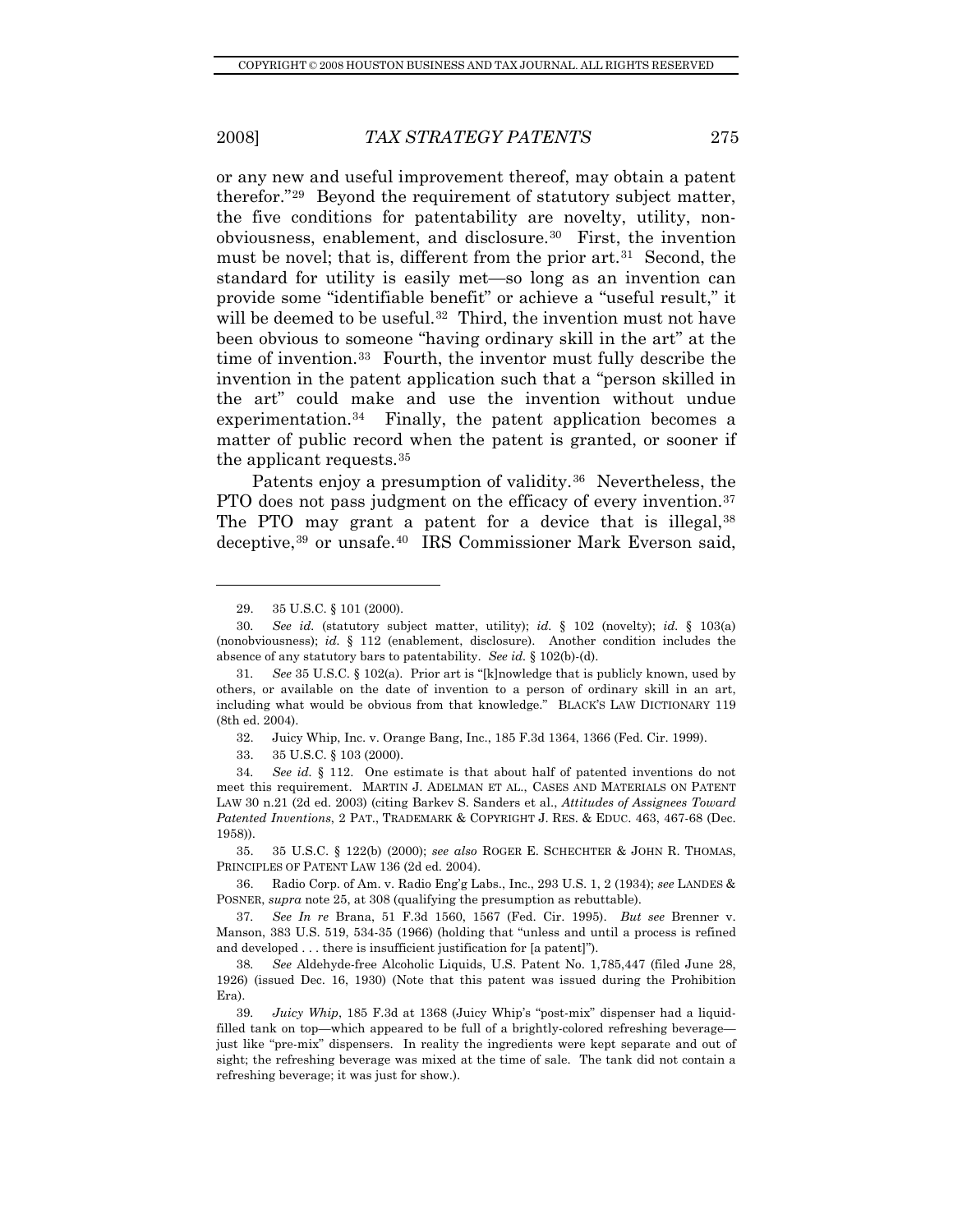or any new and useful improvement thereof, may obtain a patent therefor."[29] Beyond the requirement of statutory subject matter, the five conditions for patentability are novelty, utility, non-obviousness, enablement, and disclosure.[30] First, the invention must be novel; that is, different from the prior art.[31] Second, the standard for utility is easily met—so long as an invention can provide some "identifiable benefit" or achieve a "useful result," it will be deemed to be useful.[32] Third, the invention must not have been obvious to someone "having ordinary skill in the art" at the time of invention.[33] Fourth, the inventor must fully describe the invention in the patent application such that a "person skilled in the art" could make and use the invention without undue experimentation.[34] Finally, the patent application becomes a matter of public record when the patent is granted, or sooner if the applicant requests.[35]

Patents enjoy a presumption of validity.[36] Nevertheless, the PTO does not pass judgment on the efficacy of every invention.[37] The PTO may grant a patent for a device that is illegal,[38] deceptive,[39] or unsafe.[40] IRS Commissioner Mark Everson said,

---

29. 35 U.S.C. § 101 (2000).

30. *See id.* (statutory subject matter, utility); *id.* § 102 (novelty); *id.* § 103(a) (nonobviousness); *id.* § 112 (enablement, disclosure). Another condition includes the absence of any statutory bars to patentability. *See id.* § 102(b)-(d).

31. *See* 35 U.S.C. § 102(a). Prior art is "[k]nowledge that is publicly known, used by others, or available on the date of invention to a person of ordinary skill in an art, including what would be obvious from that knowledge." BLACK'S LAW DICTIONARY 119 (8th ed. 2004).

32. Juicy Whip, Inc. v. Orange Bang, Inc., 185 F.3d 1364, 1366 (Fed. Cir. 1999).

33. 35 U.S.C. § 103 (2000).

34. *See id.* § 112. One estimate is that about half of patented inventions do not meet this requirement. MARTIN J. ADELMAN ET AL., CASES AND MATERIALS ON PATENT LAW 30 n.21 (2d ed. 2003) (citing Barkev S. Sanders et al., *Attitudes of Assignees Toward Patented Inventions*, 2 PAT., TRADEMARK & COPYRIGHT J. RES. & EDUC. 463, 467-68 (Dec. 1958)).

35. 35 U.S.C. § 122(b) (2000); *see also* ROGER E. SCHECHTER & JOHN R. THOMAS, PRINCIPLES OF PATENT LAW 136 (2d ed. 2004).

36. Radio Corp. of Am. v. Radio Eng'g Labs., Inc., 293 U.S. 1, 2 (1934); *see* LANDES & POSNER, *supra* note 25, at 308 (qualifying the presumption as rebuttable).

37. *See In re* Brana, 51 F.3d 1560, 1567 (Fed. Cir. 1995). *But see* Brenner v. Manson, 383 U.S. 519, 534-35 (1966) (holding that "unless and until a process is refined and developed . . . there is insufficient justification for [a patent]").

38. *See* Aldehyde-free Alcoholic Liquids, U.S. Patent No. 1,785,447 (filed June 28, 1926) (issued Dec. 16, 1930) (Note that this patent was issued during the Prohibition Era).

39. *Juicy Whip*, 185 F.3d at 1368 (Juicy Whip's "post-mix" dispenser had a liquid-filled tank on top—which appeared to be full of a brightly-colored refreshing beverage—just like "pre-mix" dispensers. In reality the ingredients were kept separate and out of sight; the refreshing beverage was mixed at the time of sale. The tank did not contain a refreshing beverage; it was just for show.).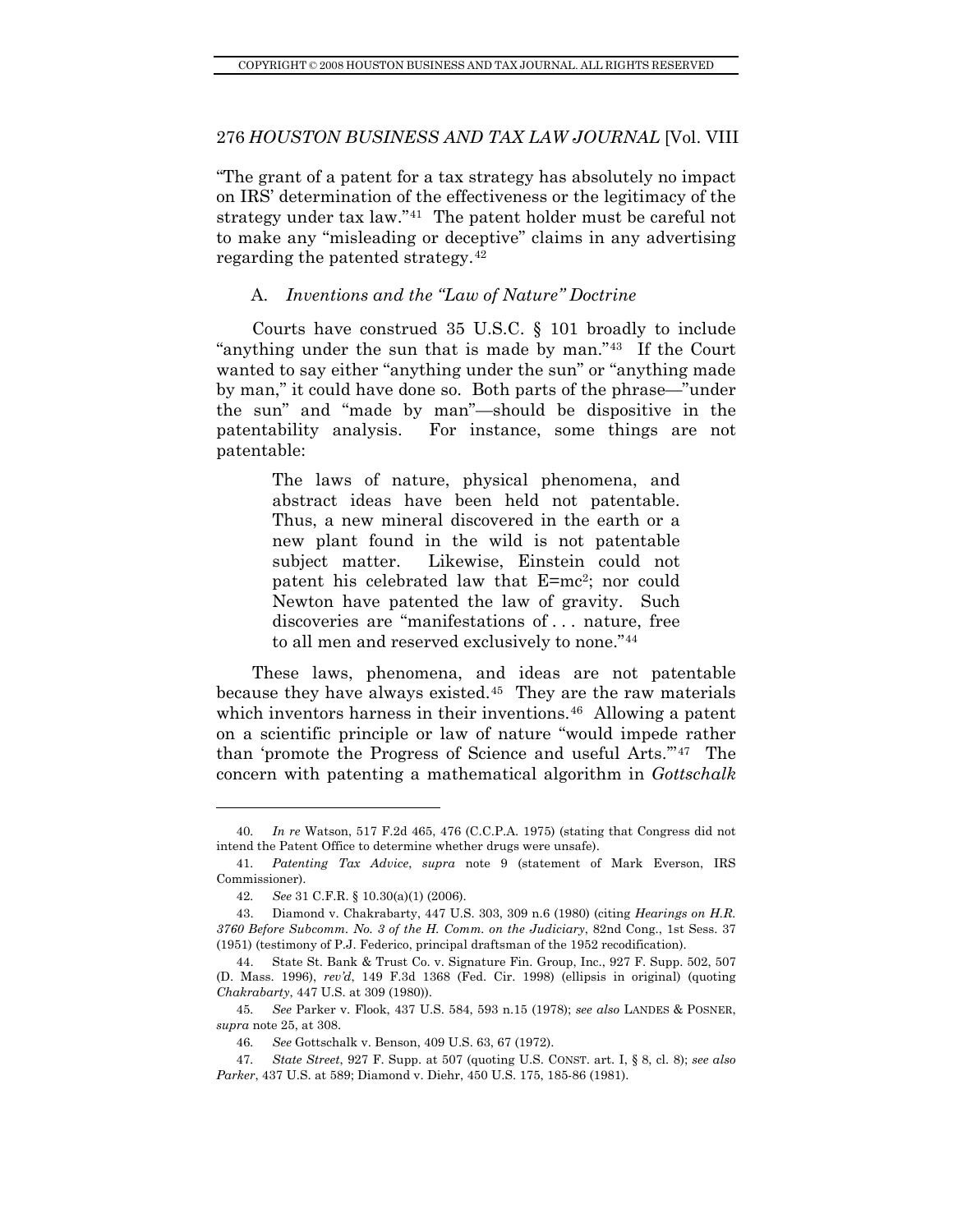"The grant of a patent for a tax strategy has absolutely no impact on IRS' determination of the effectiveness or the legitimacy of the strategy under tax law."[41] The patent holder must be careful not to make any "misleading or deceptive" claims in any advertising regarding the patented strategy.[42]

### A. *Inventions and the "Law of Nature" Doctrine*

Courts have construed 35 U.S.C. § 101 broadly to include "anything under the sun that is made by man."[43] If the Court wanted to say either "anything under the sun" or "anything made by man," it could have done so. Both parts of the phrase—"under the sun" and "made by man"—should be dispositive in the patentability analysis. For instance, some things are not patentable:

> The laws of nature, physical phenomena, and abstract ideas have been held not patentable. Thus, a new mineral discovered in the earth or a new plant found in the wild is not patentable subject matter. Likewise, Einstein could not patent his celebrated law that $E=mc^2$; nor could Newton have patented the law of gravity. Such discoveries are "manifestations of . . . nature, free to all men and reserved exclusively to none."[44]

These laws, phenomena, and ideas are not patentable because they have always existed.[45] They are the raw materials which inventors harness in their inventions.[46] Allowing a patent on a scientific principle or law of nature "would impede rather than 'promote the Progress of Science and useful Arts.'"[47] The concern with patenting a mathematical algorithm in *Gottschalk*

---

40. *In re* Watson, 517 F.2d 465, 476 (C.C.P.A. 1975) (stating that Congress did not intend the Patent Office to determine whether drugs were unsafe).

41. *Patenting Tax Advice*, *supra* note 9 (statement of Mark Everson, IRS Commissioner).

42. *See* 31 C.F.R. § 10.30(a)(1) (2006).

43. Diamond v. Chakrabarty, 447 U.S. 303, 309 n.6 (1980) (citing *Hearings on H.R. 3760 Before Subcomm. No. 3 of the H. Comm. on the Judiciary*, 82nd Cong., 1st Sess. 37 (1951) (testimony of P.J. Federico, principal draftsman of the 1952 recodification).

44. State St. Bank & Trust Co. v. Signature Fin. Group, Inc., 927 F. Supp. 502, 507 (D. Mass. 1996), *rev'd*, 149 F.3d 1368 (Fed. Cir. 1998) (ellipsis in original) (quoting *Chakrabarty*, 447 U.S. at 309 (1980)).

45. *See* Parker v. Flook, 437 U.S. 584, 593 n.15 (1978); *see also* LANDES & POSNER, *supra* note 25, at 308.

46. *See* Gottschalk v. Benson, 409 U.S. 63, 67 (1972).

47. *State Street*, 927 F. Supp. at 507 (quoting U.S. CONST. art. I, § 8, cl. 8); *see also Parker*, 437 U.S. at 589; Diamond v. Diehr, 450 U.S. 175, 185-86 (1981).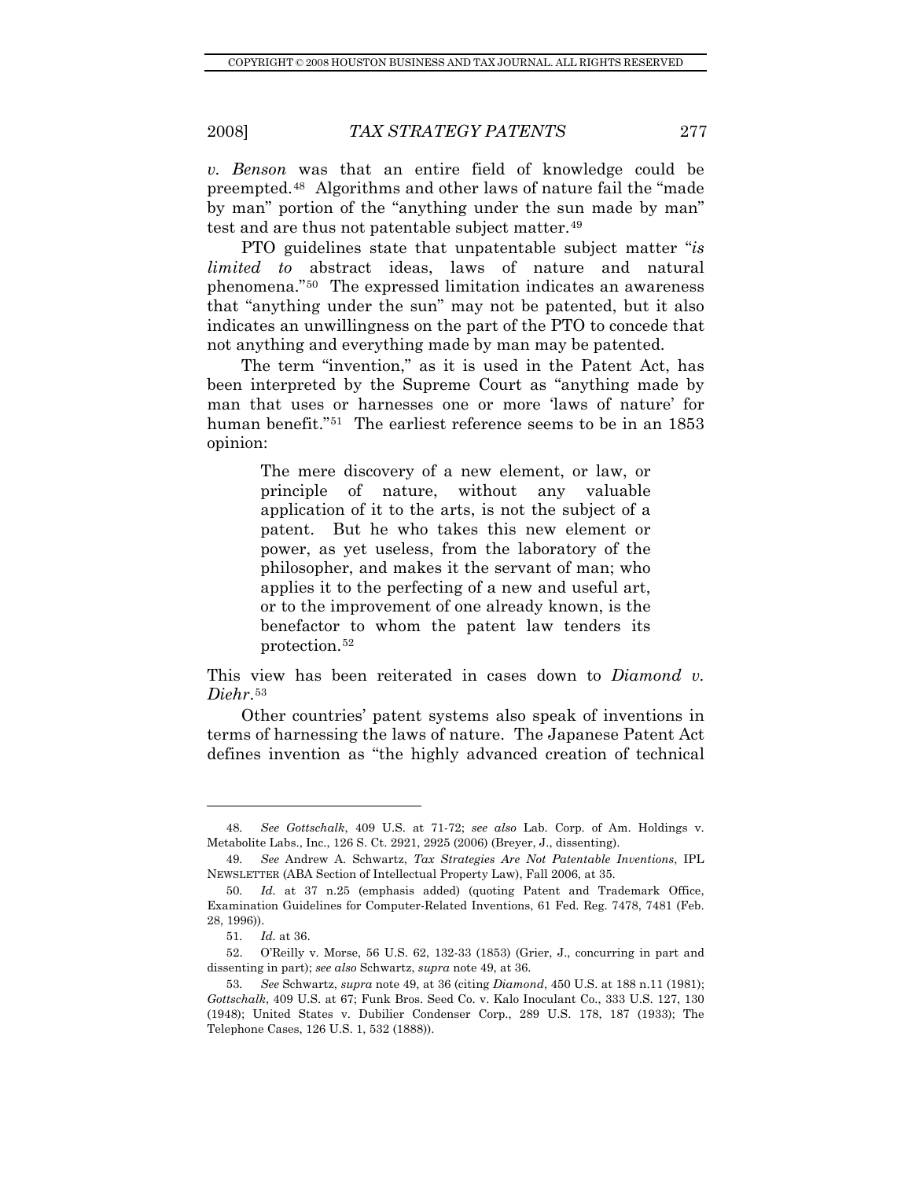*v. Benson* was that an entire field of knowledge could be preempted.[48] Algorithms and other laws of nature fail the "made by man" portion of the "anything under the sun made by man" test and are thus not patentable subject matter.[49]

PTO guidelines state that unpatentable subject matter "*is limited to* abstract ideas, laws of nature and natural phenomena."[50] The expressed limitation indicates an awareness that "anything under the sun" may not be patented, but it also indicates an unwillingness on the part of the PTO to concede that not anything and everything made by man may be patented.

The term "invention," as it is used in the Patent Act, has been interpreted by the Supreme Court as "anything made by man that uses or harnesses one or more 'laws of nature' for human benefit."[51] The earliest reference seems to be in an 1853 opinion:

> The mere discovery of a new element, or law, or principle of nature, without any valuable application of it to the arts, is not the subject of a patent. But he who takes this new element or power, as yet useless, from the laboratory of the philosopher, and makes it the servant of man; who applies it to the perfecting of a new and useful art, or to the improvement of one already known, is the benefactor to whom the patent law tenders its protection.[52]

This view has been reiterated in cases down to *Diamond v. Diehr*.[53]

Other countries' patent systems also speak of inventions in terms of harnessing the laws of nature. The Japanese Patent Act defines invention as "the highly advanced creation of technical

---

48. *See Gottschalk*, 409 U.S. at 71-72; *see also* Lab. Corp. of Am. Holdings v. Metabolite Labs., Inc., 126 S. Ct. 2921, 2925 (2006) (Breyer, J., dissenting).

49. *See* Andrew A. Schwartz, *Tax Strategies Are Not Patentable Inventions*, IPL NEWSLETTER (ABA Section of Intellectual Property Law), Fall 2006, at 35.

50. *Id.* at 37 n.25 (emphasis added) (quoting Patent and Trademark Office, Examination Guidelines for Computer-Related Inventions, 61 Fed. Reg. 7478, 7481 (Feb. 28, 1996)).

51. *Id.* at 36.

52. O'Reilly v. Morse, 56 U.S. 62, 132-33 (1853) (Grier, J., concurring in part and dissenting in part); *see also* Schwartz, *supra* note 49, at 36.

53. *See* Schwartz, *supra* note 49, at 36 (citing *Diamond*, 450 U.S. at 188 n.11 (1981); *Gottschalk*, 409 U.S. at 67; Funk Bros. Seed Co. v. Kalo Inoculant Co., 333 U.S. 127, 130 (1948); United States v. Dubilier Condenser Corp., 289 U.S. 178, 187 (1933); The Telephone Cases, 126 U.S. 1, 532 (1888)).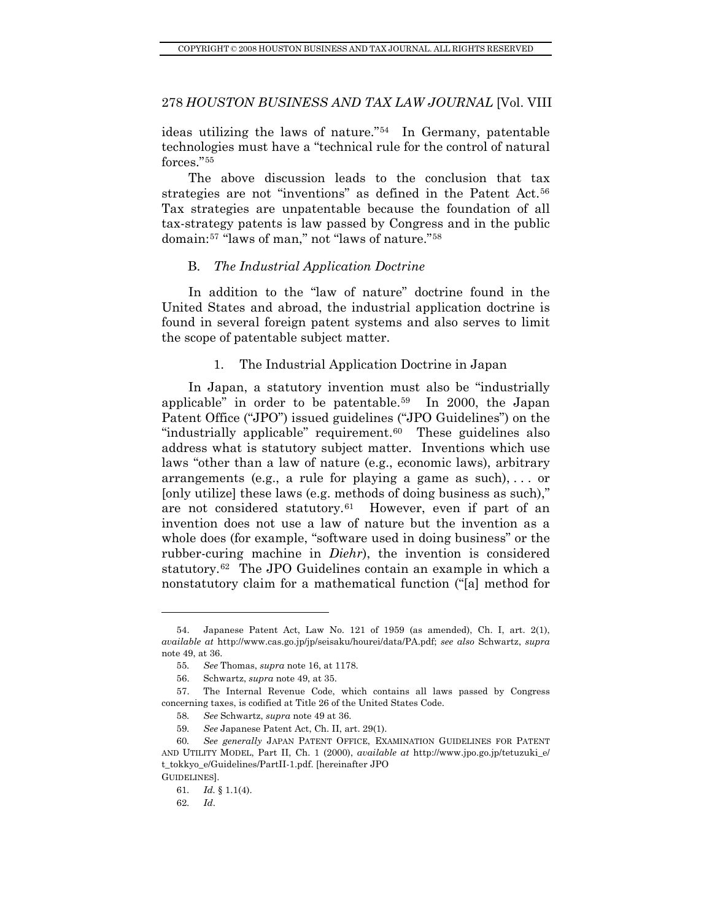ideas utilizing the laws of nature."[54] In Germany, patentable technologies must have a "technical rule for the control of natural forces."[55]

The above discussion leads to the conclusion that tax strategies are not "inventions" as defined in the Patent Act.[56] Tax strategies are unpatentable because the foundation of all tax-strategy patents is law passed by Congress and in the public domain:[57] "laws of man," not "laws of nature."[58]

### B. *The Industrial Application Doctrine*

In addition to the "law of nature" doctrine found in the United States and abroad, the industrial application doctrine is found in several foreign patent systems and also serves to limit the scope of patentable subject matter.

#### 1. The Industrial Application Doctrine in Japan

In Japan, a statutory invention must also be "industrially applicable" in order to be patentable.[59] In 2000, the Japan Patent Office ("JPO") issued guidelines ("JPO Guidelines") on the "industrially applicable" requirement.[60] These guidelines also address what is statutory subject matter. Inventions which use laws "other than a law of nature (e.g., economic laws), arbitrary arrangements (e.g., a rule for playing a game as such), . . . or [only utilize] these laws (e.g. methods of doing business as such)," are not considered statutory.[61] However, even if part of an invention does not use a law of nature but the invention as a whole does (for example, "software used in doing business" or the rubber-curing machine in *Diehr*), the invention is considered statutory.[62] The JPO Guidelines contain an example in which a nonstatutory claim for a mathematical function ("[a] method for

---

54. Japanese Patent Act, Law No. 121 of 1959 (as amended), Ch. I, art. 2(1), *available at* http://www.cas.go.jp/jp/seisaku/hourei/data/PA.pdf; *see also* Schwartz, *supra* note 49, at 36.

55. *See* Thomas, *supra* note 16, at 1178.

56. Schwartz, *supra* note 49, at 35.

57. The Internal Revenue Code, which contains all laws passed by Congress concerning taxes, is codified at Title 26 of the United States Code.

58. *See* Schwartz, *supra* note 49 at 36.

59. *See* Japanese Patent Act, Ch. II, art. 29(1).

60. *See generally* JAPAN PATENT OFFICE, EXAMINATION GUIDELINES FOR PATENT AND UTILITY MODEL, Part II, Ch. 1 (2000), *available at* http://www.jpo.go.jp/tetuzuki_e/t_tokkyo_e/Guidelines/PartII-1.pdf. [hereinafter JPO GUIDELINES].

61. *Id.* § 1.1(4).

62. *Id*.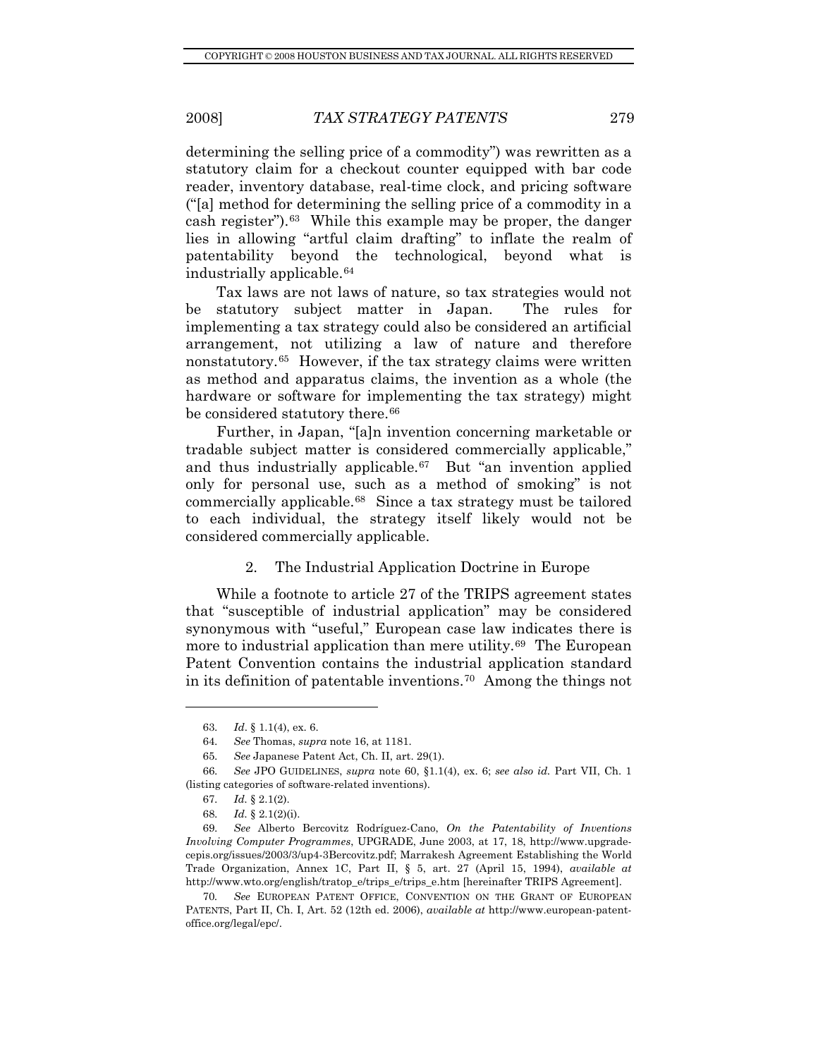determining the selling price of a commodity") was rewritten as a statutory claim for a checkout counter equipped with bar code reader, inventory database, real-time clock, and pricing software ("[a] method for determining the selling price of a commodity in a cash register").[63] While this example may be proper, the danger lies in allowing "artful claim drafting" to inflate the realm of patentability beyond the technological, beyond what is industrially applicable.[64]

Tax laws are not laws of nature, so tax strategies would not be statutory subject matter in Japan. The rules for implementing a tax strategy could also be considered an artificial arrangement, not utilizing a law of nature and therefore nonstatutory.[65] However, if the tax strategy claims were written as method and apparatus claims, the invention as a whole (the hardware or software for implementing the tax strategy) might be considered statutory there.[66]

Further, in Japan, "[a]n invention concerning marketable or tradable subject matter is considered commercially applicable," and thus industrially applicable.[67] But "an invention applied only for personal use, such as a method of smoking" is not commercially applicable.[68] Since a tax strategy must be tailored to each individual, the strategy itself likely would not be considered commercially applicable.

### 2. The Industrial Application Doctrine in Europe

While a footnote to article 27 of the TRIPS agreement states that "susceptible of industrial application" may be considered synonymous with "useful," European case law indicates there is more to industrial application than mere utility.[69] The European Patent Convention contains the industrial application standard in its definition of patentable inventions.[70] Among the things not

---

63. *Id*. § 1.1(4), ex. 6.

64. *See* Thomas, *supra* note 16, at 1181.

65. *See* Japanese Patent Act, Ch. II, art. 29(1).

66. *See* JPO GUIDELINES, *supra* note 60, §1.1(4), ex. 6; *see also id.* Part VII, Ch. 1 (listing categories of software-related inventions).

67. *Id.* § 2.1(2).

68. *Id.* § 2.1(2)(i).

69. *See* Alberto Bercovitz Rodríguez-Cano, *On the Patentability of Inventions Involving Computer Programmes*, UPGRADE, June 2003, at 17, 18, http://www.upgrade-cepis.org/issues/2003/3/up4-3Bercovitz.pdf; Marrakesh Agreement Establishing the World Trade Organization, Annex 1C, Part II, § 5, art. 27 (April 15, 1994), *available at* http://www.wto.org/english/tratop_e/trips_e/trips_e.htm [hereinafter TRIPS Agreement].

70. *See* EUROPEAN PATENT OFFICE, CONVENTION ON THE GRANT OF EUROPEAN PATENTS, Part II, Ch. I, Art. 52 (12th ed. 2006), *available at* http://www.european-patent-office.org/legal/epc/.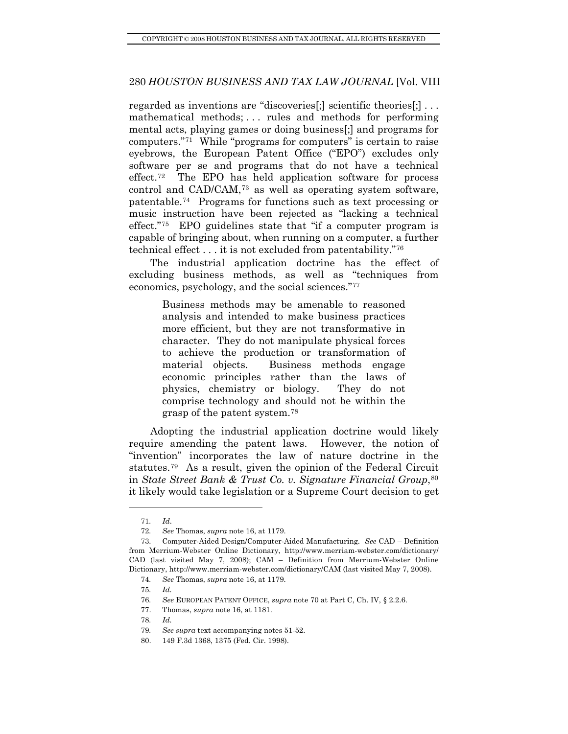regarded as inventions are "discoveries[;] scientific theories[;] . . . mathematical methods; . . . rules and methods for performing mental acts, playing games or doing business[;] and programs for computers."[71] While "programs for computers" is certain to raise eyebrows, the European Patent Office ("EPO") excludes only software per se and programs that do not have a technical effect.[72] The EPO has held application software for process control and CAD/CAM,[73] as well as operating system software, patentable.[74] Programs for functions such as text processing or music instruction have been rejected as "lacking a technical effect."[75] EPO guidelines state that "if a computer program is capable of bringing about, when running on a computer, a further technical effect . . . it is not excluded from patentability."[76]

The industrial application doctrine has the effect of excluding business methods, as well as "techniques from economics, psychology, and the social sciences."[77]

> Business methods may be amenable to reasoned analysis and intended to make business practices more efficient, but they are not transformative in character. They do not manipulate physical forces to achieve the production or transformation of material objects. Business methods engage economic principles rather than the laws of physics, chemistry or biology. They do not comprise technology and should not be within the grasp of the patent system.[78]

Adopting the industrial application doctrine would likely require amending the patent laws. However, the notion of "invention" incorporates the law of nature doctrine in the statutes.[79] As a result, given the opinion of the Federal Circuit in *State Street Bank & Trust Co. v. Signature Financial Group*,[80] it likely would take legislation or a Supreme Court decision to get

---

71. *Id*.

72. *See* Thomas, *supra* note 16, at 1179.

73. Computer-Aided Design/Computer-Aided Manufacturing. *See* CAD – Definition from Merrium-Webster Online Dictionary, http://www.merriam-webster.com/dictionary/CAD (last visited May 7, 2008); CAM – Definition from Merrium-Webster Online Dictionary, http://www.merriam-webster.com/dictionary/CAM (last visited May 7, 2008).

74. *See* Thomas, *supra* note 16, at 1179.

75. *Id.*

76. *See* EUROPEAN PATENT OFFICE, *supra* note 70 at Part C, Ch. IV, § 2.2.6.

77. Thomas, *supra* note 16, at 1181.

78. *Id.*

79. *See supra* text accompanying notes 51-52.

80. 149 F.3d 1368, 1375 (Fed. Cir. 1998).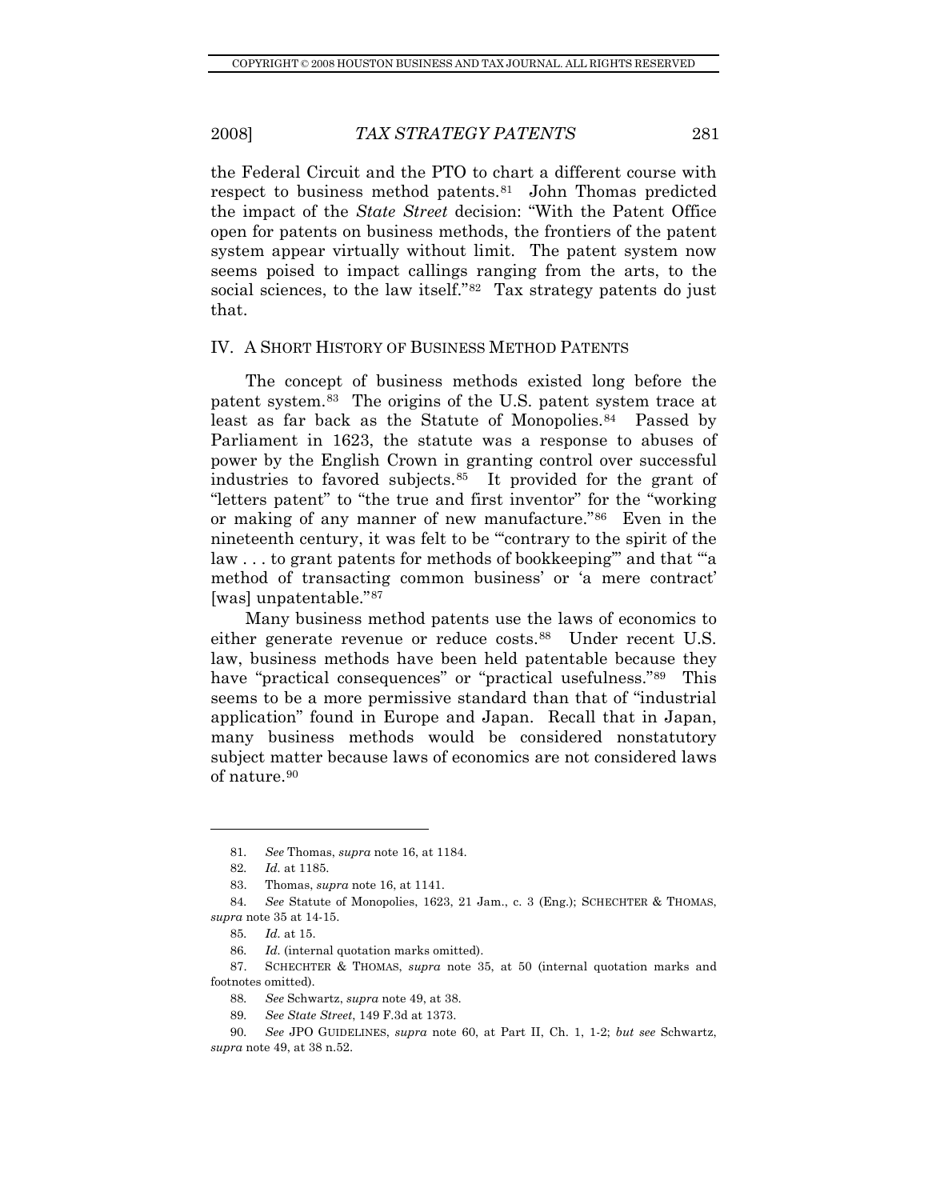the Federal Circuit and the PTO to chart a different course with respect to business method patents.[81] John Thomas predicted the impact of the *State Street* decision: "With the Patent Office open for patents on business methods, the frontiers of the patent system appear virtually without limit. The patent system now seems poised to impact callings ranging from the arts, to the social sciences, to the law itself."[82] Tax strategy patents do just that.

## IV. A SHORT HISTORY OF BUSINESS METHOD PATENTS

The concept of business methods existed long before the patent system.[83] The origins of the U.S. patent system trace at least as far back as the Statute of Monopolies.[84] Passed by Parliament in 1623, the statute was a response to abuses of power by the English Crown in granting control over successful industries to favored subjects.[85] It provided for the grant of "letters patent" to "the true and first inventor" for the "working or making of any manner of new manufacture."[86] Even in the nineteenth century, it was felt to be "'contrary to the spirit of the law . . . to grant patents for methods of bookkeeping'" and that "'a method of transacting common business' or 'a mere contract' [was] unpatentable."[87]

Many business method patents use the laws of economics to either generate revenue or reduce costs.[88] Under recent U.S. law, business methods have been held patentable because they have "practical consequences" or "practical usefulness."[89] This seems to be a more permissive standard than that of "industrial application" found in Europe and Japan. Recall that in Japan, many business methods would be considered nonstatutory subject matter because laws of economics are not considered laws of nature.[90]

---

81. *See* Thomas, *supra* note 16, at 1184.

82. *Id.* at 1185.

83. Thomas, *supra* note 16, at 1141.

84. *See* Statute of Monopolies, 1623, 21 Jam., c. 3 (Eng.); SCHECHTER & THOMAS, *supra* note 35 at 14-15.

85. *Id.* at 15.

86. *Id.* (internal quotation marks omitted).

87. SCHECHTER & THOMAS, *supra* note 35, at 50 (internal quotation marks and footnotes omitted).

88. *See* Schwartz, *supra* note 49, at 38.

89. *See State Street*, 149 F.3d at 1373.

90. *See* JPO GUIDELINES, *supra* note 60, at Part II, Ch. 1, 1-2; *but see* Schwartz, *supra* note 49, at 38 n.52.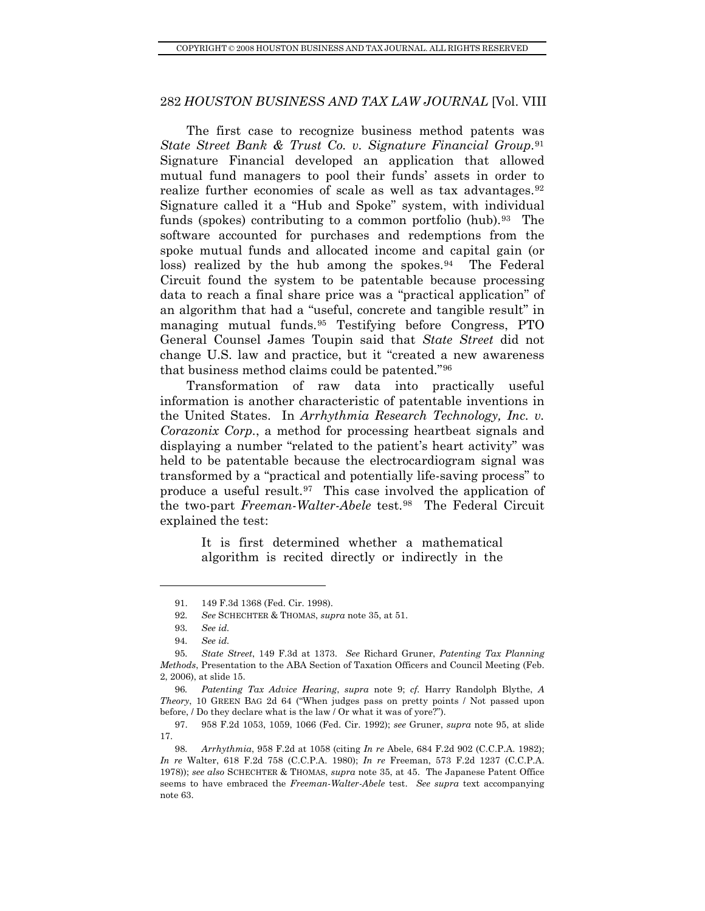The first case to recognize business method patents was *State Street Bank & Trust Co. v. Signature Financial Group*.[91] Signature Financial developed an application that allowed mutual fund managers to pool their funds' assets in order to realize further economies of scale as well as tax advantages.[92] Signature called it a "Hub and Spoke" system, with individual funds (spokes) contributing to a common portfolio (hub).[93] The software accounted for purchases and redemptions from the spoke mutual funds and allocated income and capital gain (or loss) realized by the hub among the spokes.[94] The Federal Circuit found the system to be patentable because processing data to reach a final share price was a "practical application" of an algorithm that had a "useful, concrete and tangible result" in managing mutual funds.[95] Testifying before Congress, PTO General Counsel James Toupin said that *State Street* did not change U.S. law and practice, but it "created a new awareness that business method claims could be patented."[96]

Transformation of raw data into practically useful information is another characteristic of patentable inventions in the United States. In *Arrhythmia Research Technology, Inc. v. Corazonix Corp.*, a method for processing heartbeat signals and displaying a number "related to the patient's heart activity" was held to be patentable because the electrocardiogram signal was transformed by a "practical and potentially life-saving process" to produce a useful result.[97] This case involved the application of the two-part *Freeman-Walter-Abele* test.[98] The Federal Circuit explained the test:

> It is first determined whether a mathematical algorithm is recited directly or indirectly in the

---

91. 149 F.3d 1368 (Fed. Cir. 1998).

92. *See* SCHECHTER & THOMAS, *supra* note 35, at 51.

93. *See id.*

94. *See id.*

95. *State Street*, 149 F.3d at 1373. *See* Richard Gruner, *Patenting Tax Planning Methods*, Presentation to the ABA Section of Taxation Officers and Council Meeting (Feb. 2, 2006), at slide 15.

96. *Patenting Tax Advice Hearing*, *supra* note 9; *cf.* Harry Randolph Blythe, *A Theory*, 10 GREEN BAG 2d 64 ("When judges pass on pretty points / Not passed upon before, / Do they declare what is the law / Or what it was of yore?").

97. 958 F.2d 1053, 1059, 1066 (Fed. Cir. 1992); *see* Gruner, *supra* note 95, at slide 17.

98. *Arrhythmia*, 958 F.2d at 1058 (citing *In re* Abele, 684 F.2d 902 (C.C.P.A. 1982); *In re* Walter, 618 F.2d 758 (C.C.P.A. 1980); *In re* Freeman, 573 F.2d 1237 (C.C.P.A. 1978)); *see also* SCHECHTER & THOMAS, *supra* note 35, at 45. The Japanese Patent Office seems to have embraced the *Freeman-Walter-Abele* test. *See supra* text accompanying note 63.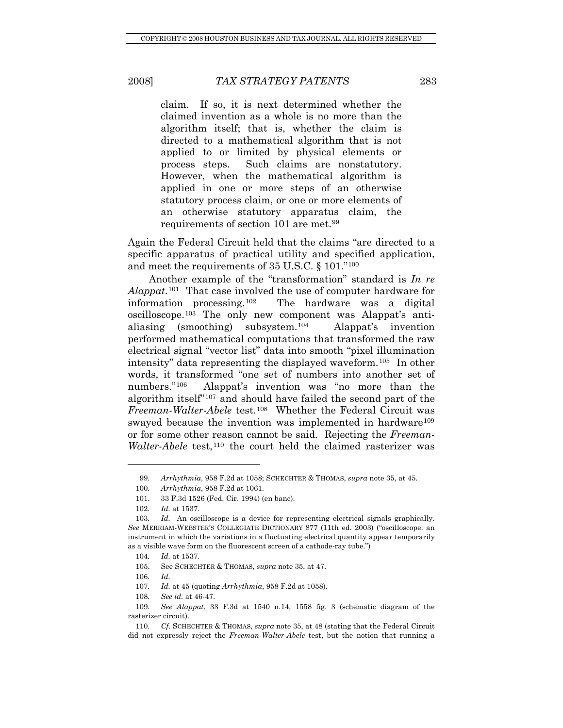> claim. If so, it is next determined whether the claimed invention as a whole is no more than the algorithm itself; that is, whether the claim is directed to a mathematical algorithm that is not applied to or limited by physical elements or process steps. Such claims are nonstatutory. However, when the mathematical algorithm is applied in one or more steps of an otherwise statutory process claim, or one or more elements of an otherwise statutory apparatus claim, the requirements of section 101 are met.[99]

Again the Federal Circuit held that the claims "are directed to a specific apparatus of practical utility and specified application, and meet the requirements of 35 U.S.C. § 101."[100]

Another example of the "transformation" standard is *In re Alappat*.[101] That case involved the use of computer hardware for information processing.[102] The hardware was a digital oscilloscope.[103] The only new component was Alappat's anti-aliasing (smoothing) subsystem.[104] Alappat's invention performed mathematical computations that transformed the raw electrical signal "vector list" data into smooth "pixel illumination intensity" data representing the displayed waveform.[105] In other words, it transformed "one set of numbers into another set of numbers."[106] Alappat's invention was "no more than the algorithm itself"[107] and should have failed the second part of the *Freeman-Walter-Abele* test.[108] Whether the Federal Circuit was swayed because the invention was implemented in hardware[109] or for some other reason cannot be said. Rejecting the *Freeman-Walter-Abele* test,[110] the court held the claimed rasterizer was

---

99. *Arrhythmia*, 958 F.2d at 1058; SCHECHTER & THOMAS, *supra* note 35, at 45.

100. *Arrhythmia*, 958 F.2d at 1061.

101. 33 F.3d 1526 (Fed. Cir. 1994) (en banc).

102. *Id.* at 1537.

103. *Id.* An oscilloscope is a device for representing electrical signals graphically. *See* MERRIAM-WEBSTER'S COLLEGIATE DICTIONARY 877 (11th ed. 2003) ("oscilloscope: an instrument in which the variations in a fluctuating electrical quantity appear temporarily as a visible wave form on the fluorescent screen of a cathode-ray tube.")

104. *Id.* at 1537.

105. See SCHECHTER & THOMAS, *supra* note 35, at 47.

106. *Id.*

107. *Id.* at 45 (quoting *Arrhythmia*, 958 F.2d at 1058).

108. *See id.* at 46-47.

109. *See Alappat*, 33 F.3d at 1540 n.14, 1558 fig. 3 (schematic diagram of the rasterizer circuit).

110. *Cf.* SCHECHTER & THOMAS, *supra* note 35, at 48 (stating that the Federal Circuit did not expressly reject the *Freeman-Walter-Abele* test, but the notion that running a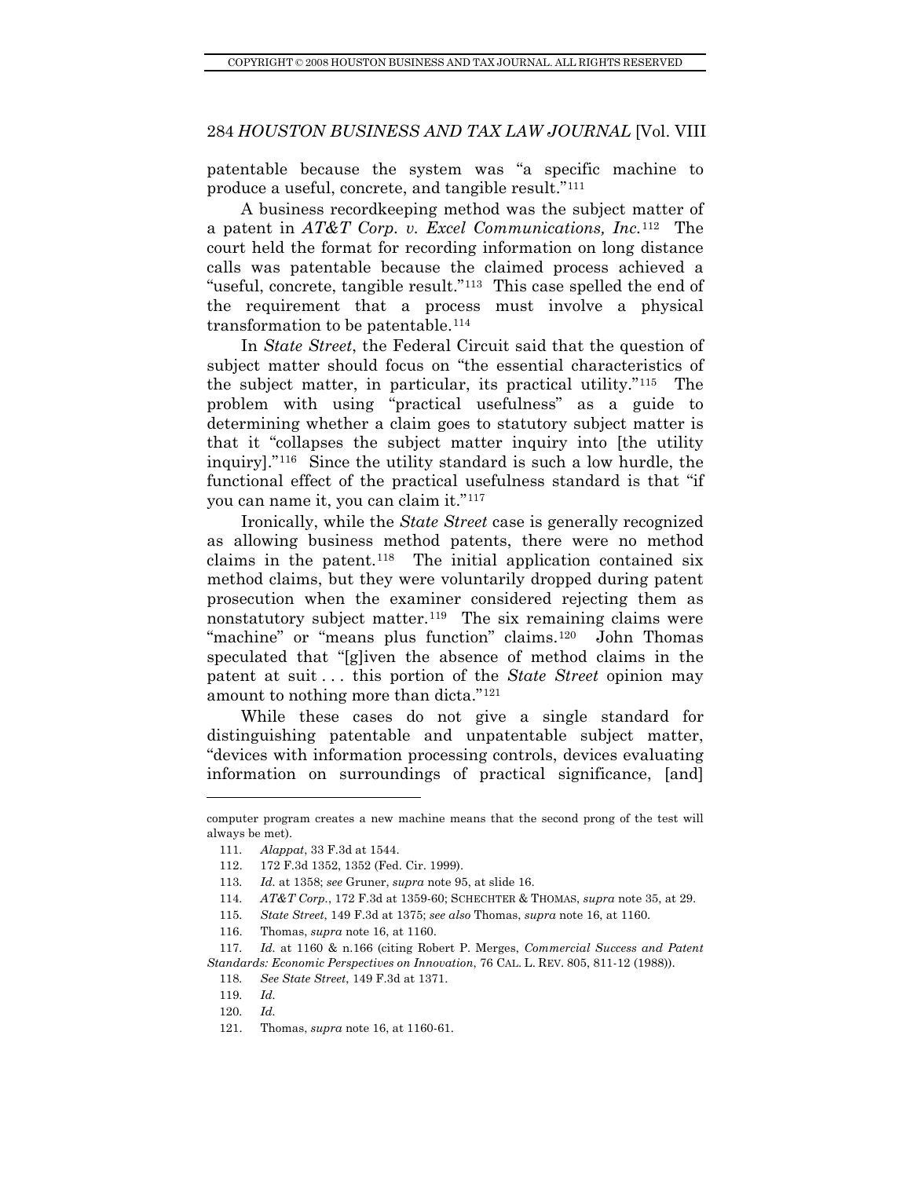patentable because the system was "a specific machine to produce a useful, concrete, and tangible result."[111]

A business recordkeeping method was the subject matter of a patent in *AT&T Corp. v. Excel Communications, Inc.*[112] The court held the format for recording information on long distance calls was patentable because the claimed process achieved a "useful, concrete, tangible result."[113] This case spelled the end of the requirement that a process must involve a physical transformation to be patentable.[114]

In *State Street*, the Federal Circuit said that the question of subject matter should focus on "the essential characteristics of the subject matter, in particular, its practical utility."[115] The problem with using "practical usefulness" as a guide to determining whether a claim goes to statutory subject matter is that it "collapses the subject matter inquiry into [the utility inquiry]."[116] Since the utility standard is such a low hurdle, the functional effect of the practical usefulness standard is that "if you can name it, you can claim it."[117]

Ironically, while the *State Street* case is generally recognized as allowing business method patents, there were no method claims in the patent.[118] The initial application contained six method claims, but they were voluntarily dropped during patent prosecution when the examiner considered rejecting them as nonstatutory subject matter.[119] The six remaining claims were "machine" or "means plus function" claims.[120] John Thomas speculated that "[g]iven the absence of method claims in the patent at suit . . . this portion of the *State Street* opinion may amount to nothing more than dicta."[121]

While these cases do not give a single standard for distinguishing patentable and unpatentable subject matter, "devices with information processing controls, devices evaluating information on surroundings of practical significance, [and]

---

computer program creates a new machine means that the second prong of the test will always be met).

111. *Alappat*, 33 F.3d at 1544.

112. 172 F.3d 1352, 1352 (Fed. Cir. 1999).

113. *Id.* at 1358; *see* Gruner, *supra* note 95, at slide 16.

114. *AT&T Corp.*, 172 F.3d at 1359-60; SCHECHTER & THOMAS, *supra* note 35, at 29.

115. *State Street*, 149 F.3d at 1375; *see also* Thomas, *supra* note 16, at 1160.

116. Thomas, *supra* note 16, at 1160.

117. *Id.* at 1160 & n.166 (citing Robert P. Merges, *Commercial Success and Patent Standards: Economic Perspectives on Innovation*, 76 CAL. L. REV. 805, 811-12 (1988)).

118. *See State Street*, 149 F.3d at 1371.

119. *Id.*

120. *Id.*

121. Thomas, *supra* note 16, at 1160-61.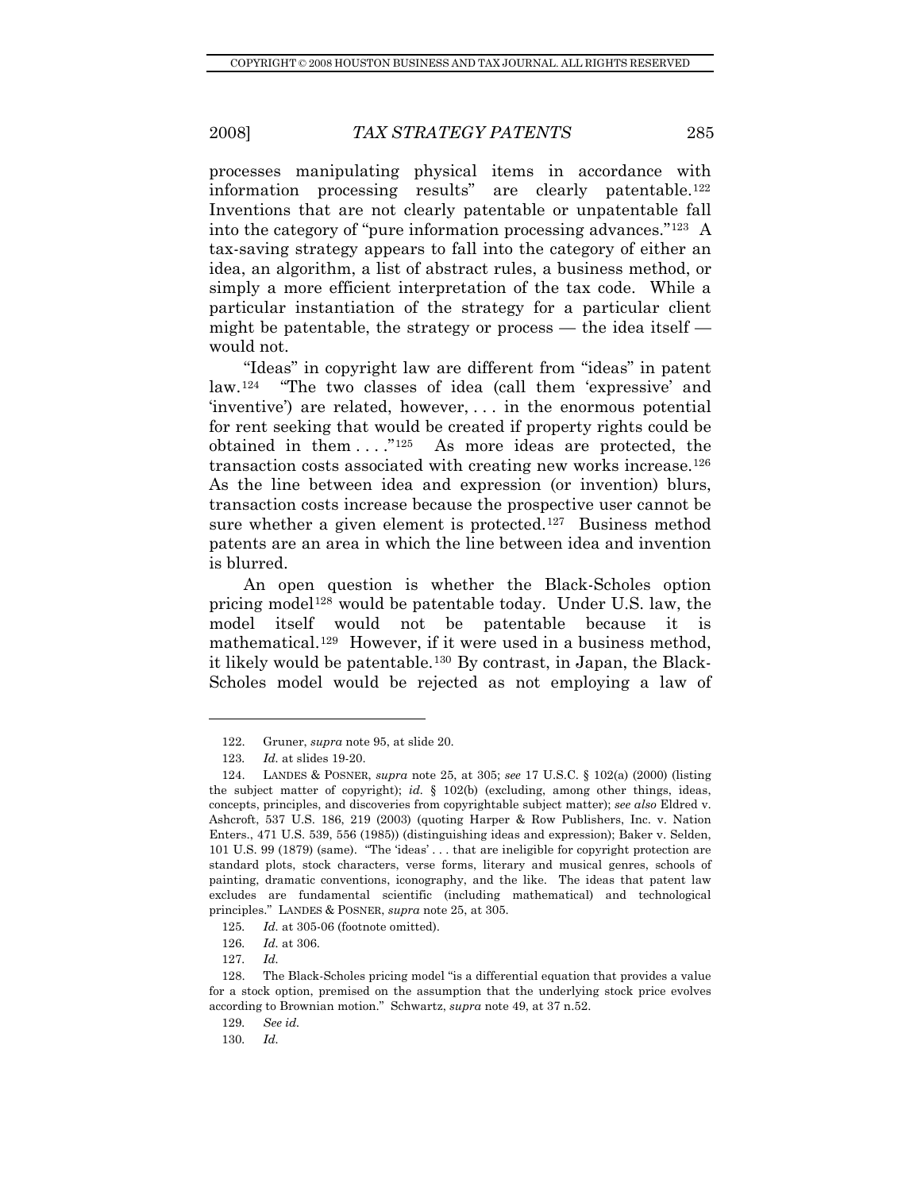processes manipulating physical items in accordance with information processing results" are clearly patentable.[122] Inventions that are not clearly patentable or unpatentable fall into the category of "pure information processing advances."[123] A tax-saving strategy appears to fall into the category of either an idea, an algorithm, a list of abstract rules, a business method, or simply a more efficient interpretation of the tax code. While a particular instantiation of the strategy for a particular client might be patentable, the strategy or process — the idea itself — would not.

"Ideas" in copyright law are different from "ideas" in patent law.[124] "The two classes of idea (call them 'expressive' and 'inventive') are related, however, . . . in the enormous potential for rent seeking that would be created if property rights could be obtained in them . . . ."[125] As more ideas are protected, the transaction costs associated with creating new works increase.[126] As the line between idea and expression (or invention) blurs, transaction costs increase because the prospective user cannot be sure whether a given element is protected.[127] Business method patents are an area in which the line between idea and invention is blurred.

An open question is whether the Black-Scholes option pricing model[128] would be patentable today. Under U.S. law, the model itself would not be patentable because it is mathematical.[129] However, if it were used in a business method, it likely would be patentable.[130] By contrast, in Japan, the Black-Scholes model would be rejected as not employing a law of

---

122. Gruner, *supra* note 95, at slide 20.

123. *Id.* at slides 19-20.

124. LANDES & POSNER, *supra* note 25, at 305; *see* 17 U.S.C. § 102(a) (2000) (listing the subject matter of copyright); *id.* § 102(b) (excluding, among other things, ideas, concepts, principles, and discoveries from copyrightable subject matter); *see also* Eldred v. Ashcroft, 537 U.S. 186, 219 (2003) (quoting Harper & Row Publishers, Inc. v. Nation Enters., 471 U.S. 539, 556 (1985)) (distinguishing ideas and expression); Baker v. Selden, 101 U.S. 99 (1879) (same). "The 'ideas' . . . that are ineligible for copyright protection are standard plots, stock characters, verse forms, literary and musical genres, schools of painting, dramatic conventions, iconography, and the like. The ideas that patent law excludes are fundamental scientific (including mathematical) and technological principles." LANDES & POSNER, *supra* note 25, at 305.

125. *Id.* at 305-06 (footnote omitted).

126. *Id.* at 306.

127. *Id.*

128. The Black-Scholes pricing model "is a differential equation that provides a value for a stock option, premised on the assumption that the underlying stock price evolves according to Brownian motion." Schwartz, *supra* note 49, at 37 n.52.

129. *See id.*

130. *Id.*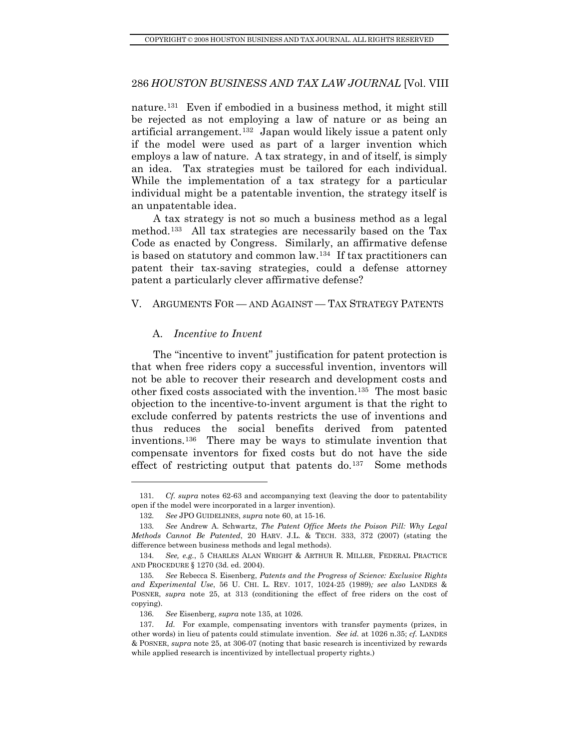nature.[131] Even if embodied in a business method, it might still be rejected as not employing a law of nature or as being an artificial arrangement.[132] Japan would likely issue a patent only if the model were used as part of a larger invention which employs a law of nature. A tax strategy, in and of itself, is simply an idea. Tax strategies must be tailored for each individual. While the implementation of a tax strategy for a particular individual might be a patentable invention, the strategy itself is an unpatentable idea.

A tax strategy is not so much a business method as a legal method.[133] All tax strategies are necessarily based on the Tax Code as enacted by Congress. Similarly, an affirmative defense is based on statutory and common law.[134] If tax practitioners can patent their tax-saving strategies, could a defense attorney patent a particularly clever affirmative defense?

## V. ARGUMENTS FOR — AND AGAINST — TAX STRATEGY PATENTS

### A. *Incentive to Invent*

The "incentive to invent" justification for patent protection is that when free riders copy a successful invention, inventors will not be able to recover their research and development costs and other fixed costs associated with the invention.[135] The most basic objection to the incentive-to-invent argument is that the right to exclude conferred by patents restricts the use of inventions and thus reduces the social benefits derived from patented inventions.[136] There may be ways to stimulate invention that compensate inventors for fixed costs but do not have the side effect of restricting output that patents do.[137] Some methods

---

131. *Cf. supra* notes 62-63 and accompanying text (leaving the door to patentability open if the model were incorporated in a larger invention).

132. *See* JPO GUIDELINES, *supra* note 60, at 15-16.

133. *See* Andrew A. Schwartz, *The Patent Office Meets the Poison Pill: Why Legal Methods Cannot Be Patented*, 20 HARV. J.L. & TECH. 333, 372 (2007) (stating the difference between business methods and legal methods).

134. *See, e.g.*, 5 CHARLES ALAN WRIGHT & ARTHUR R. MILLER, FEDERAL PRACTICE AND PROCEDURE § 1270 (3d. ed. 2004).

135. *See* Rebecca S. Eisenberg, *Patents and the Progress of Science: Exclusive Rights and Experimental Use*, 56 U. CHI. L. REV. 1017, 1024-25 (1989)*; see also* LANDES & POSNER, *supra* note 25, at 313 (conditioning the effect of free riders on the cost of copying).

136. *See* Eisenberg, *supra* note 135, at 1026.

137. *Id.* For example, compensating inventors with transfer payments (prizes, in other words) in lieu of patents could stimulate invention. *See id.* at 1026 n.35; *cf.* LANDES & POSNER, *supra* note 25, at 306-07 (noting that basic research is incentivized by rewards while applied research is incentivized by intellectual property rights.)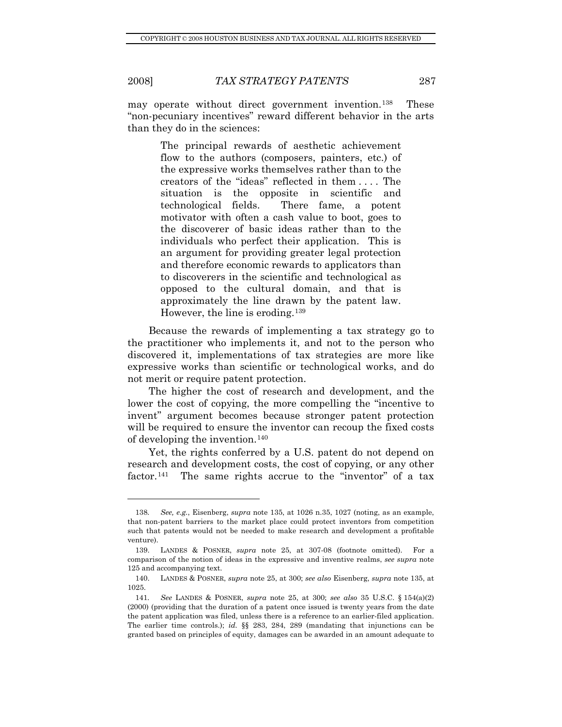may operate without direct government invention.[138] These "non-pecuniary incentives" reward different behavior in the arts than they do in the sciences:

> The principal rewards of aesthetic achievement flow to the authors (composers, painters, etc.) of the expressive works themselves rather than to the creators of the "ideas" reflected in them . . . . The situation is the opposite in scientific and technological fields. There fame, a potent motivator with often a cash value to boot, goes to the discoverer of basic ideas rather than to the individuals who perfect their application. This is an argument for providing greater legal protection and therefore economic rewards to applicators than to discoverers in the scientific and technological as opposed to the cultural domain, and that is approximately the line drawn by the patent law. However, the line is eroding.[139]

Because the rewards of implementing a tax strategy go to the practitioner who implements it, and not to the person who discovered it, implementations of tax strategies are more like expressive works than scientific or technological works, and do not merit or require patent protection.

The higher the cost of research and development, and the lower the cost of copying, the more compelling the "incentive to invent" argument becomes because stronger patent protection will be required to ensure the inventor can recoup the fixed costs of developing the invention.[140]

Yet, the rights conferred by a U.S. patent do not depend on research and development costs, the cost of copying, or any other factor.[141] The same rights accrue to the "inventor" of a tax

---

138. *See, e.g.*, Eisenberg, *supra* note 135, at 1026 n.35, 1027 (noting, as an example, that non-patent barriers to the market place could protect inventors from competition such that patents would not be needed to make research and development a profitable venture).

139. LANDES & POSNER, *supra* note 25, at 307-08 (footnote omitted). For a comparison of the notion of ideas in the expressive and inventive realms, *see supra* note 125 and accompanying text.

140. LANDES & POSNER, *supra* note 25, at 300; *see also* Eisenberg, *supra* note 135, at 1025.

141. *See* LANDES & POSNER, *supra* note 25, at 300; *see also* 35 U.S.C. § 154(a)(2) (2000) (providing that the duration of a patent once issued is twenty years from the date the patent application was filed, unless there is a reference to an earlier-filed application. The earlier time controls.); *id.* §§ 283, 284, 289 (mandating that injunctions can be granted based on principles of equity, damages can be awarded in an amount adequate to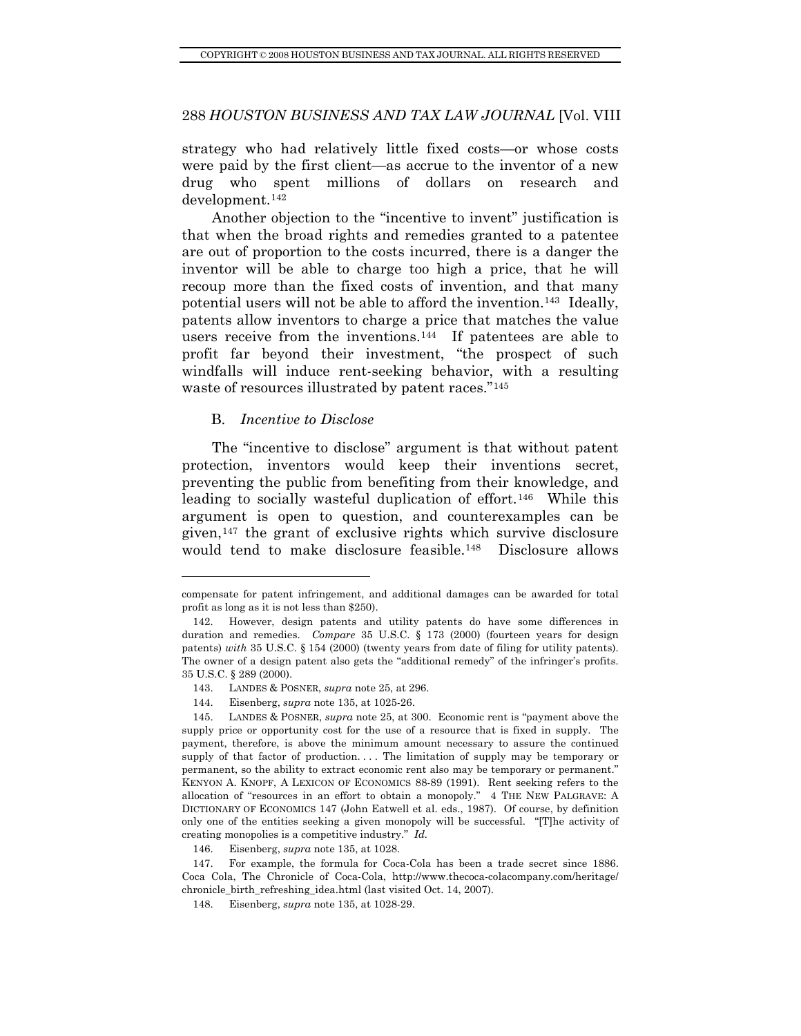strategy who had relatively little fixed costs—or whose costs were paid by the first client—as accrue to the inventor of a new drug who spent millions of dollars on research and development.[142]

Another objection to the "incentive to invent" justification is that when the broad rights and remedies granted to a patentee are out of proportion to the costs incurred, there is a danger the inventor will be able to charge too high a price, that he will recoup more than the fixed costs of invention, and that many potential users will not be able to afford the invention.[143] Ideally, patents allow inventors to charge a price that matches the value users receive from the inventions.[144] If patentees are able to profit far beyond their investment, "the prospect of such windfalls will induce rent-seeking behavior, with a resulting waste of resources illustrated by patent races."[145]

### B. *Incentive to Disclose*

The "incentive to disclose" argument is that without patent protection, inventors would keep their inventions secret, preventing the public from benefiting from their knowledge, and leading to socially wasteful duplication of effort.[146] While this argument is open to question, and counterexamples can be given,[147] the grant of exclusive rights which survive disclosure would tend to make disclosure feasible.[148] Disclosure allows

---

compensate for patent infringement, and additional damages can be awarded for total profit as long as it is not less than $250).

142. However, design patents and utility patents do have some differences in duration and remedies. *Compare* 35 U.S.C. § 173 (2000) (fourteen years for design patents) *with* 35 U.S.C. § 154 (2000) (twenty years from date of filing for utility patents). The owner of a design patent also gets the "additional remedy" of the infringer's profits. 35 U.S.C. § 289 (2000).

143. LANDES & POSNER, *supra* note 25, at 296.

144. Eisenberg, *supra* note 135, at 1025-26.

145. LANDES & POSNER, *supra* note 25, at 300. Economic rent is "payment above the supply price or opportunity cost for the use of a resource that is fixed in supply. The payment, therefore, is above the minimum amount necessary to assure the continued supply of that factor of production. . . . The limitation of supply may be temporary or permanent, so the ability to extract economic rent also may be temporary or permanent." KENYON A. KNOPF, A LEXICON OF ECONOMICS 88-89 (1991). Rent seeking refers to the allocation of "resources in an effort to obtain a monopoly." 4 THE NEW PALGRAVE: A DICTIONARY OF ECONOMICS 147 (John Eatwell et al. eds., 1987). Of course, by definition only one of the entities seeking a given monopoly will be successful. "[T]he activity of creating monopolies is a competitive industry." *Id.*

146. Eisenberg, *supra* note 135, at 1028.

147. For example, the formula for Coca-Cola has been a trade secret since 1886. Coca Cola, The Chronicle of Coca-Cola, http://www.thecoca-colacompany.com/heritage/chronicle_birth_refreshing_idea.html (last visited Oct. 14, 2007).

148. Eisenberg, *supra* note 135, at 1028-29.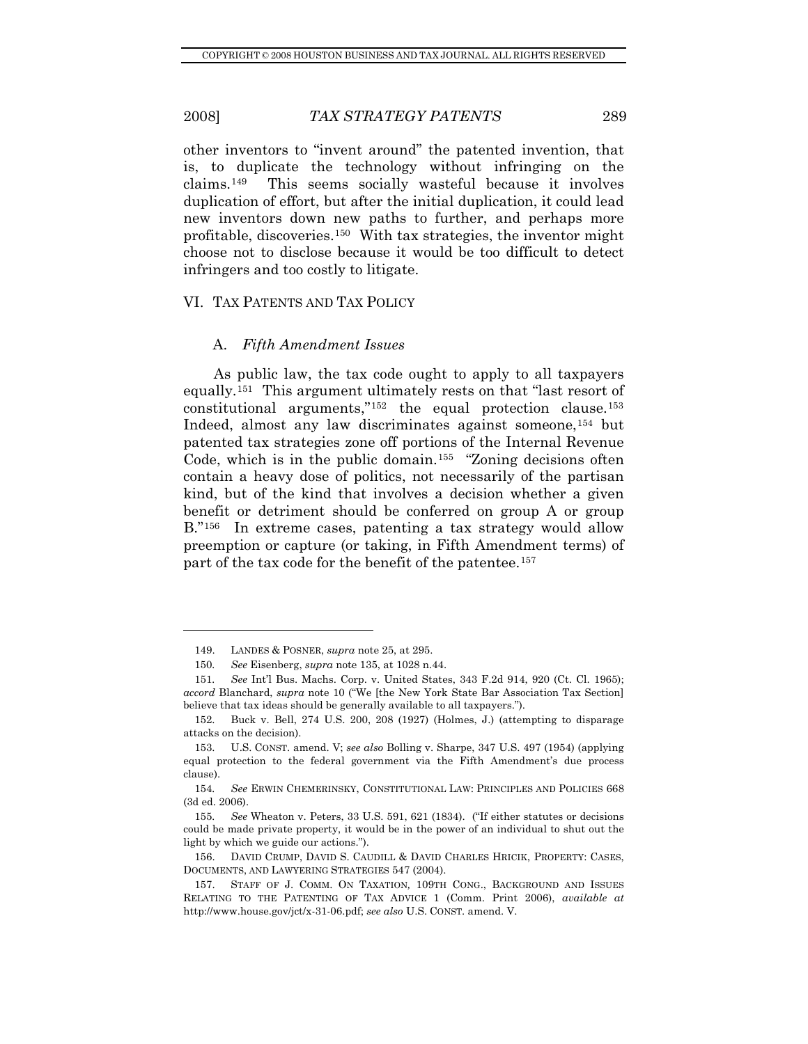other inventors to "invent around" the patented invention, that is, to duplicate the technology without infringing on the claims.[149] This seems socially wasteful because it involves duplication of effort, but after the initial duplication, it could lead new inventors down new paths to further, and perhaps more profitable, discoveries.[150] With tax strategies, the inventor might choose not to disclose because it would be too difficult to detect infringers and too costly to litigate.

## VI. TAX PATENTS AND TAX POLICY

### A. *Fifth Amendment Issues*

As public law, the tax code ought to apply to all taxpayers equally.[151] This argument ultimately rests on that "last resort of constitutional arguments,"[152] the equal protection clause.[153] Indeed, almost any law discriminates against someone,[154] but patented tax strategies zone off portions of the Internal Revenue Code, which is in the public domain.[155] "Zoning decisions often contain a heavy dose of politics, not necessarily of the partisan kind, but of the kind that involves a decision whether a given benefit or detriment should be conferred on group A or group B."[156] In extreme cases, patenting a tax strategy would allow preemption or capture (or taking, in Fifth Amendment terms) of part of the tax code for the benefit of the patentee.[157]

---

149. LANDES & POSNER, *supra* note 25, at 295.

150. *See* Eisenberg, *supra* note 135, at 1028 n.44.

151. *See* Int'l Bus. Machs. Corp. v. United States, 343 F.2d 914, 920 (Ct. Cl. 1965); *accord* Blanchard, *supra* note 10 ("We [the New York State Bar Association Tax Section] believe that tax ideas should be generally available to all taxpayers.").

152. Buck v. Bell, 274 U.S. 200, 208 (1927) (Holmes, J.) (attempting to disparage attacks on the decision).

153. U.S. CONST. amend. V; *see also* Bolling v. Sharpe, 347 U.S. 497 (1954) (applying equal protection to the federal government via the Fifth Amendment's due process clause).

154. *See* ERWIN CHEMERINSKY, CONSTITUTIONAL LAW: PRINCIPLES AND POLICIES 668 (3d ed. 2006).

155. *See* Wheaton v. Peters, 33 U.S. 591, 621 (1834). ("If either statutes or decisions could be made private property, it would be in the power of an individual to shut out the light by which we guide our actions.").

156. DAVID CRUMP, DAVID S. CAUDILL & DAVID CHARLES HRICIK, PROPERTY: CASES, DOCUMENTS, AND LAWYERING STRATEGIES 547 (2004).

157. STAFF OF J. COMM. ON TAXATION, 109TH CONG., BACKGROUND AND ISSUES RELATING TO THE PATENTING OF TAX ADVICE 1 (Comm. Print 2006), *available at* http://www.house.gov/jct/x-31-06.pdf; *see also* U.S. CONST. amend. V.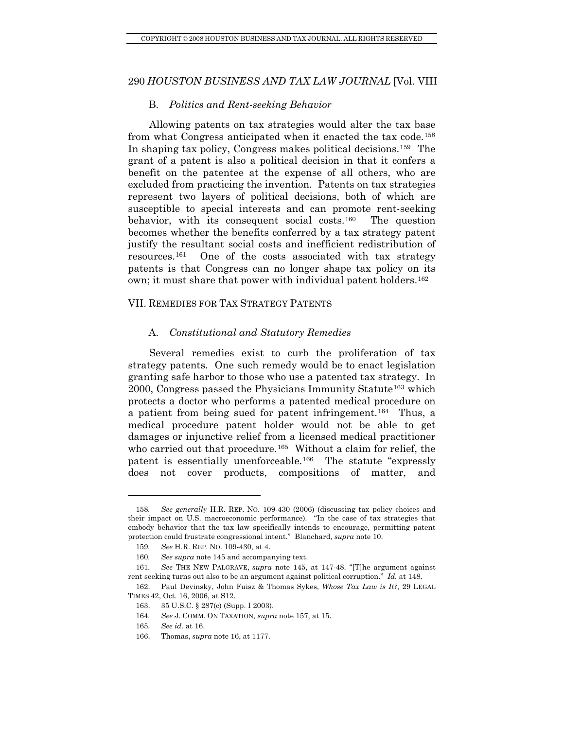### B. *Politics and Rent-seeking Behavior*

Allowing patents on tax strategies would alter the tax base from what Congress anticipated when it enacted the tax code.[158] In shaping tax policy, Congress makes political decisions.[159] The grant of a patent is also a political decision in that it confers a benefit on the patentee at the expense of all others, who are excluded from practicing the invention. Patents on tax strategies represent two layers of political decisions, both of which are susceptible to special interests and can promote rent-seeking behavior, with its consequent social costs.[160] The question becomes whether the benefits conferred by a tax strategy patent justify the resultant social costs and inefficient redistribution of resources.[161] One of the costs associated with tax strategy patents is that Congress can no longer shape tax policy on its own; it must share that power with individual patent holders.[162]

## VII. REMEDIES FOR TAX STRATEGY PATENTS

### A. *Constitutional and Statutory Remedies*

Several remedies exist to curb the proliferation of tax strategy patents. One such remedy would be to enact legislation granting safe harbor to those who use a patented tax strategy. In 2000, Congress passed the Physicians Immunity Statute[163] which protects a doctor who performs a patented medical procedure on a patient from being sued for patent infringement.[164] Thus, a medical procedure patent holder would not be able to get damages or injunctive relief from a licensed medical practitioner who carried out that procedure.[165] Without a claim for relief, the patent is essentially unenforceable.[166] The statute "expressly does not cover products, compositions of matter, and

---

158. *See generally* H.R. REP. NO. 109-430 (2006) (discussing tax policy choices and their impact on U.S. macroeconomic performance). "In the case of tax strategies that embody behavior that the tax law specifically intends to encourage, permitting patent protection could frustrate congressional intent." Blanchard, *supra* note 10.

159. *See* H.R. REP. NO. 109-430, at 4.

160. *See supra* note 145 and accompanying text.

161. *See* THE NEW PALGRAVE, *supra* note 145, at 147-48. "[T]he argument against rent seeking turns out also to be an argument against political corruption." *Id.* at 148.

162. Paul Devinsky, John Fuisz & Thomas Sykes, *Whose Tax Law is It?*, 29 LEGAL TIMES 42, Oct. 16, 2006, at S12.

163. 35 U.S.C. § 287(c) (Supp. I 2003).

164. *See* J. COMM. ON TAXATION, *supra* note 157, at 15.

165. *See id.* at 16.

166. Thomas, *supra* note 16, at 1177.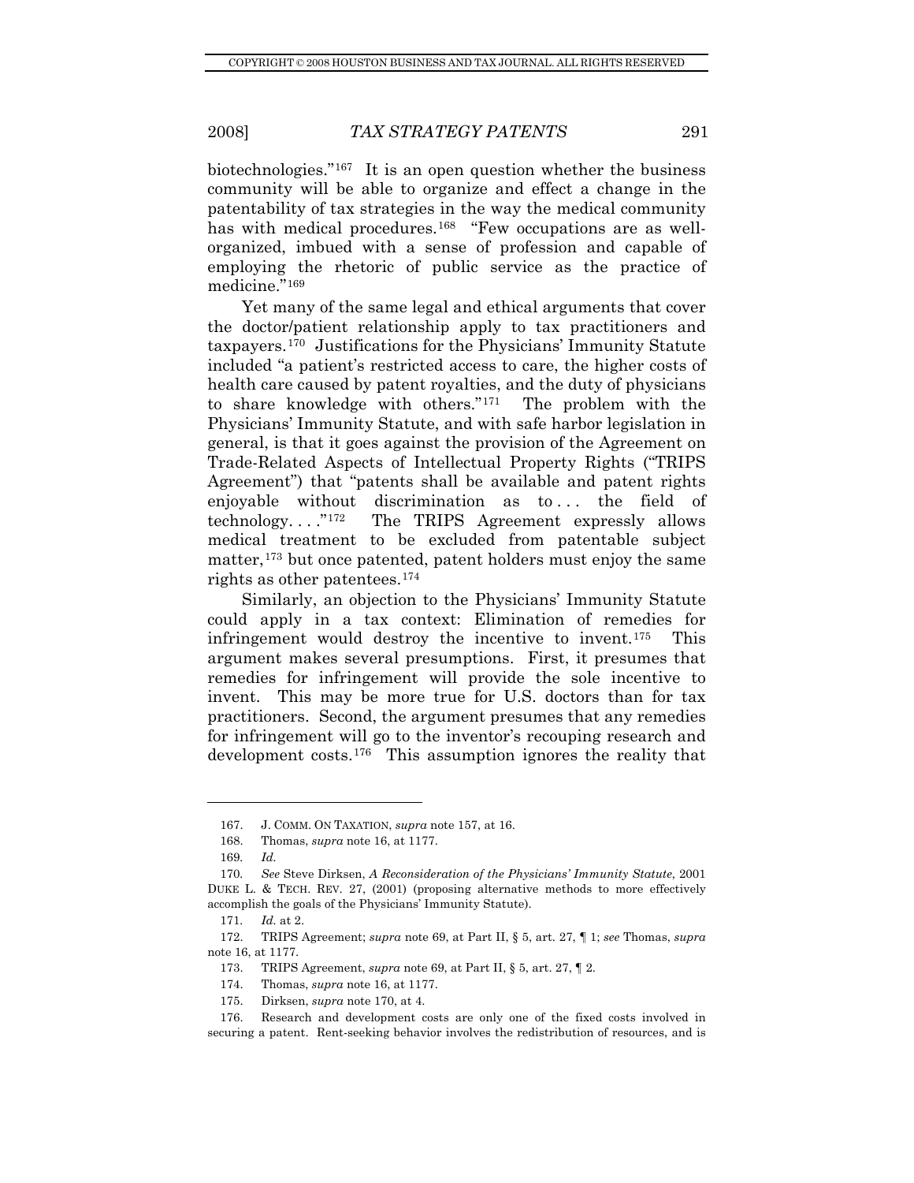biotechnologies."[167] It is an open question whether the business community will be able to organize and effect a change in the patentability of tax strategies in the way the medical community has with medical procedures.[168] "Few occupations are as well-organized, imbued with a sense of profession and capable of employing the rhetoric of public service as the practice of medicine."[169]

Yet many of the same legal and ethical arguments that cover the doctor/patient relationship apply to tax practitioners and taxpayers.[170] Justifications for the Physicians' Immunity Statute included "a patient's restricted access to care, the higher costs of health care caused by patent royalties, and the duty of physicians to share knowledge with others."[171] The problem with the Physicians' Immunity Statute, and with safe harbor legislation in general, is that it goes against the provision of the Agreement on Trade-Related Aspects of Intellectual Property Rights ("TRIPS Agreement") that "patents shall be available and patent rights enjoyable without discrimination as to . . . the field of technology. . . ."[172] The TRIPS Agreement expressly allows medical treatment to be excluded from patentable subject matter,[173] but once patented, patent holders must enjoy the same rights as other patentees.[174]

Similarly, an objection to the Physicians' Immunity Statute could apply in a tax context: Elimination of remedies for infringement would destroy the incentive to invent.[175] This argument makes several presumptions. First, it presumes that remedies for infringement will provide the sole incentive to invent. This may be more true for U.S. doctors than for tax practitioners. Second, the argument presumes that any remedies for infringement will go to the inventor's recouping research and development costs.[176] This assumption ignores the reality that

---

167. J. COMM. ON TAXATION, *supra* note 157, at 16.

168. Thomas, *supra* note 16, at 1177.

169. *Id.*

170. *See* Steve Dirksen, *A Reconsideration of the Physicians' Immunity Statute*, 2001 DUKE L. & TECH. REV. 27, (2001) (proposing alternative methods to more effectively accomplish the goals of the Physicians' Immunity Statute).

171. *Id.* at 2.

172. TRIPS Agreement; *supra* note 69, at Part II, § 5, art. 27, ¶ 1; *see* Thomas, *supra* note 16, at 1177.

173. TRIPS Agreement, *supra* note 69, at Part II, § 5, art. 27, ¶ 2.

174. Thomas, *supra* note 16, at 1177.

175. Dirksen, *supra* note 170, at 4.

176. Research and development costs are only one of the fixed costs involved in securing a patent. Rent-seeking behavior involves the redistribution of resources, and is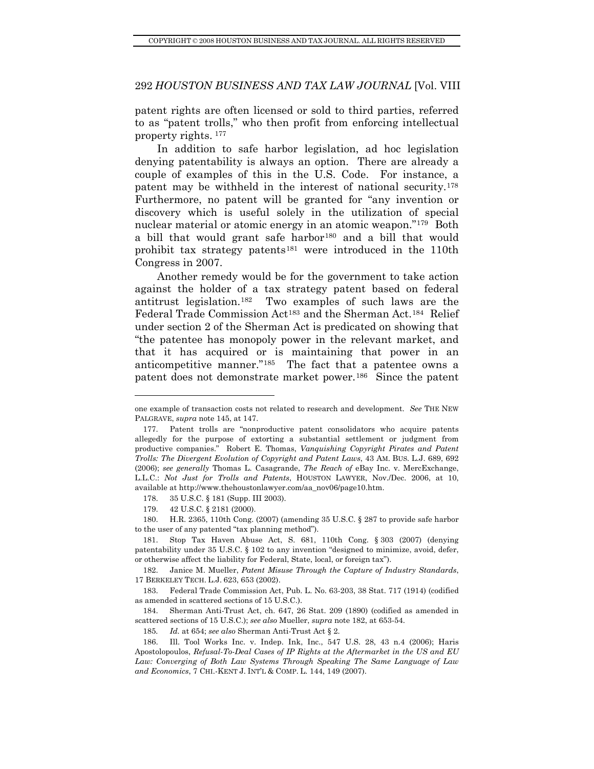patent rights are often licensed or sold to third parties, referred to as "patent trolls," who then profit from enforcing intellectual property rights. [177]

In addition to safe harbor legislation, ad hoc legislation denying patentability is always an option. There are already a couple of examples of this in the U.S. Code. For instance, a patent may be withheld in the interest of national security.[178] Furthermore, no patent will be granted for "any invention or discovery which is useful solely in the utilization of special nuclear material or atomic energy in an atomic weapon."[179] Both a bill that would grant safe harbor[180] and a bill that would prohibit tax strategy patents[181] were introduced in the 110th Congress in 2007.

Another remedy would be for the government to take action against the holder of a tax strategy patent based on federal antitrust legislation.[182] Two examples of such laws are the Federal Trade Commission Act[183] and the Sherman Act.[184] Relief under section 2 of the Sherman Act is predicated on showing that "the patentee has monopoly power in the relevant market, and that it has acquired or is maintaining that power in an anticompetitive manner."[185] The fact that a patentee owns a patent does not demonstrate market power.[186] Since the patent

---

one example of transaction costs not related to research and development. *See* THE NEW PALGRAVE, *supra* note 145, at 147.

177. Patent trolls are "nonproductive patent consolidators who acquire patents allegedly for the purpose of extorting a substantial settlement or judgment from productive companies." Robert E. Thomas, *Vanquishing Copyright Pirates and Patent Trolls: The Divergent Evolution of Copyright and Patent Laws*, 43 AM. BUS. L.J. 689, 692 (2006); *see generally* Thomas L. Casagrande, *The Reach of* eBay Inc. v. MercExchange, L.L.C.: *Not Just for Trolls and Patents*, HOUSTON LAWYER, Nov./Dec. 2006, at 10, available at http://www.thehoustonlawyer.com/aa_nov06/page10.htm.

178. 35 U.S.C. § 181 (Supp. III 2003).

179. 42 U.S.C. § 2181 (2000).

180. H.R. 2365, 110th Cong. (2007) (amending 35 U.S.C. § 287 to provide safe harbor to the user of any patented "tax planning method").

181. Stop Tax Haven Abuse Act, S. 681, 110th Cong. § 303 (2007) (denying patentability under 35 U.S.C. § 102 to any invention "designed to minimize, avoid, defer, or otherwise affect the liability for Federal, State, local, or foreign tax").

182. Janice M. Mueller, *Patent Misuse Through the Capture of Industry Standards*, 17 BERKELEY TECH. L.J. 623, 653 (2002).

183. Federal Trade Commission Act, Pub. L. No. 63-203, 38 Stat. 717 (1914) (codified as amended in scattered sections of 15 U.S.C.).

184. Sherman Anti-Trust Act, ch. 647, 26 Stat. 209 (1890) (codified as amended in scattered sections of 15 U.S.C.); *see also* Mueller, *supra* note 182, at 653-54.

185. *Id.* at 654; *see also* Sherman Anti-Trust Act § 2.

186. Ill. Tool Works Inc. v. Indep. Ink, Inc., 547 U.S. 28, 43 n.4 (2006); Haris Apostolopoulos, *Refusal-To-Deal Cases of IP Rights at the Aftermarket in the US and EU Law: Converging of Both Law Systems Through Speaking The Same Language of Law and Economics*, 7 CHI.-KENT J. INT'L & COMP. L. 144, 149 (2007).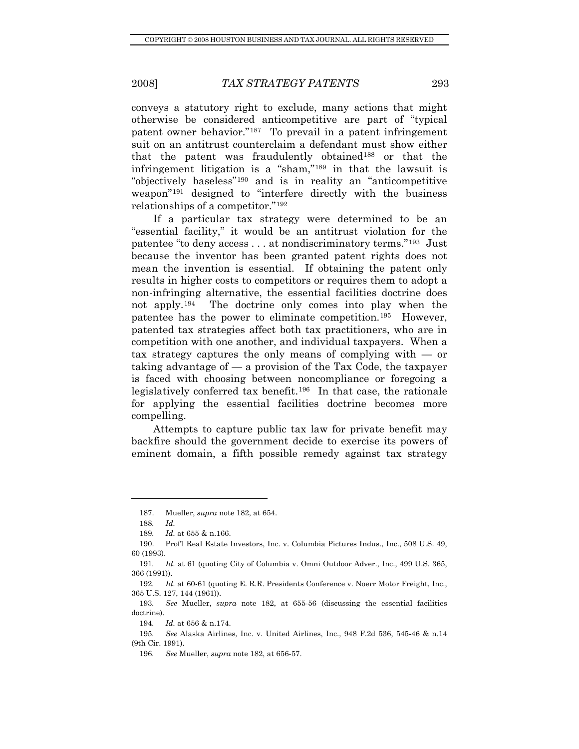conveys a statutory right to exclude, many actions that might otherwise be considered anticompetitive are part of "typical patent owner behavior."[187] To prevail in a patent infringement suit on an antitrust counterclaim a defendant must show either that the patent was fraudulently obtained[188] or that the infringement litigation is a "sham,"[189] in that the lawsuit is "objectively baseless"[190] and is in reality an "anticompetitive weapon"[191] designed to "interfere directly with the business relationships of a competitor."[192]

If a particular tax strategy were determined to be an "essential facility," it would be an antitrust violation for the patentee "to deny access . . . at nondiscriminatory terms."[193] Just because the inventor has been granted patent rights does not mean the invention is essential. If obtaining the patent only results in higher costs to competitors or requires them to adopt a non-infringing alternative, the essential facilities doctrine does not apply.[194] The doctrine only comes into play when the patentee has the power to eliminate competition.[195] However, patented tax strategies affect both tax practitioners, who are in competition with one another, and individual taxpayers. When a tax strategy captures the only means of complying with — or taking advantage of — a provision of the Tax Code, the taxpayer is faced with choosing between noncompliance or foregoing a legislatively conferred tax benefit.[196] In that case, the rationale for applying the essential facilities doctrine becomes more compelling.

Attempts to capture public tax law for private benefit may backfire should the government decide to exercise its powers of eminent domain, a fifth possible remedy against tax strategy

---

187. Mueller, *supra* note 182, at 654.

188. *Id.*

189. *Id.* at 655 & n.166.

190. Prof'l Real Estate Investors, Inc. v. Columbia Pictures Indus., Inc., 508 U.S. 49, 60 (1993).

191. *Id.* at 61 (quoting City of Columbia v. Omni Outdoor Adver., Inc., 499 U.S. 365, 366 (1991)).

192. *Id.* at 60-61 (quoting E. R.R. Presidents Conference v. Noerr Motor Freight, Inc., 365 U.S. 127, 144 (1961)).

193. *See* Mueller, *supra* note 182, at 655-56 (discussing the essential facilities doctrine).

194. *Id.* at 656 & n.174.

195. *See* Alaska Airlines, Inc. v. United Airlines, Inc., 948 F.2d 536, 545-46 & n.14 (9th Cir. 1991).

196. *See* Mueller, *supra* note 182, at 656-57.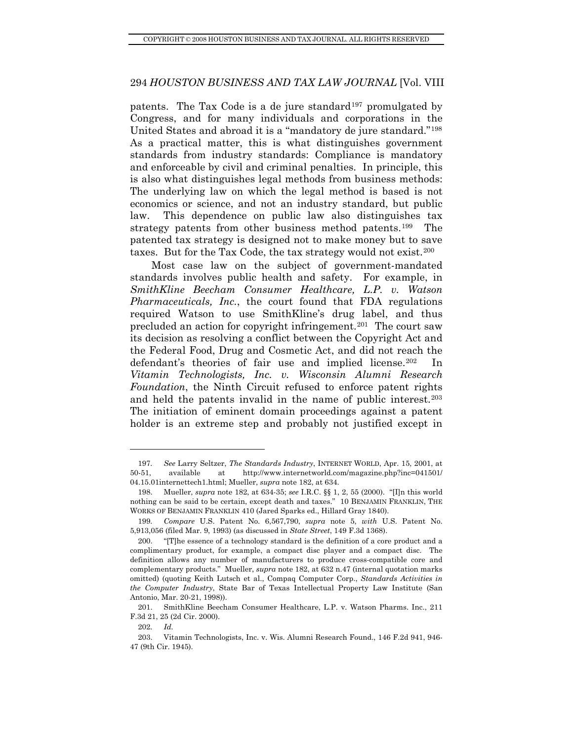patents. The Tax Code is a de jure standard[197] promulgated by Congress, and for many individuals and corporations in the United States and abroad it is a "mandatory de jure standard."[198] As a practical matter, this is what distinguishes government standards from industry standards: Compliance is mandatory and enforceable by civil and criminal penalties. In principle, this is also what distinguishes legal methods from business methods: The underlying law on which the legal method is based is not economics or science, and not an industry standard, but public law. This dependence on public law also distinguishes tax strategy patents from other business method patents.[199] The patented tax strategy is designed not to make money but to save taxes. But for the Tax Code, the tax strategy would not exist.[200]

Most case law on the subject of government-mandated standards involves public health and safety. For example, in *SmithKline Beecham Consumer Healthcare, L.P. v. Watson Pharmaceuticals, Inc.*, the court found that FDA regulations required Watson to use SmithKline's drug label, and thus precluded an action for copyright infringement.[201] The court saw its decision as resolving a conflict between the Copyright Act and the Federal Food, Drug and Cosmetic Act, and did not reach the defendant's theories of fair use and implied license.[202] In *Vitamin Technologists, Inc. v. Wisconsin Alumni Research Foundation*, the Ninth Circuit refused to enforce patent rights and held the patents invalid in the name of public interest.[203] The initiation of eminent domain proceedings against a patent holder is an extreme step and probably not justified except in

---

197. *See* Larry Seltzer, *The Standards Industry*, INTERNET WORLD, Apr. 15, 2001, at 50-51, available at http://www.internetworld.com/magazine.php?inc=041501/04.15.01internettech1.html; Mueller, *supra* note 182, at 634.

198. Mueller, *supra* note 182, at 634-35; *see* I.R.C. §§ 1, 2, 55 (2000). "[I]n this world nothing can be said to be certain, except death and taxes." 10 BENJAMIN FRANKLIN, THE WORKS OF BENJAMIN FRANKLIN 410 (Jared Sparks ed., Hillard Gray 1840).

199. *Compare* U.S. Patent No. 6,567,790, *supra* note 5, *with* U.S. Patent No. 5,913,056 (filed Mar. 9, 1993) (as discussed in *State Street*, 149 F.3d 1368).

200. "[T]he essence of a technology standard is the definition of a core product and a complimentary product, for example, a compact disc player and a compact disc. The definition allows any number of manufacturers to produce cross-compatible core and complementary products." Mueller, *supra* note 182, at 632 n.47 (internal quotation marks omitted) (quoting Keith Lutsch et al., Compaq Computer Corp., *Standards Activities in the Computer Industry*, State Bar of Texas Intellectual Property Law Institute (San Antonio, Mar. 20-21, 1998)).

201. SmithKline Beecham Consumer Healthcare, L.P. v. Watson Pharms. Inc., 211 F.3d 21, 25 (2d Cir. 2000).

202. *Id.*

203. Vitamin Technologists, Inc. v. Wis. Alumni Research Found., 146 F.2d 941, 946-47 (9th Cir. 1945).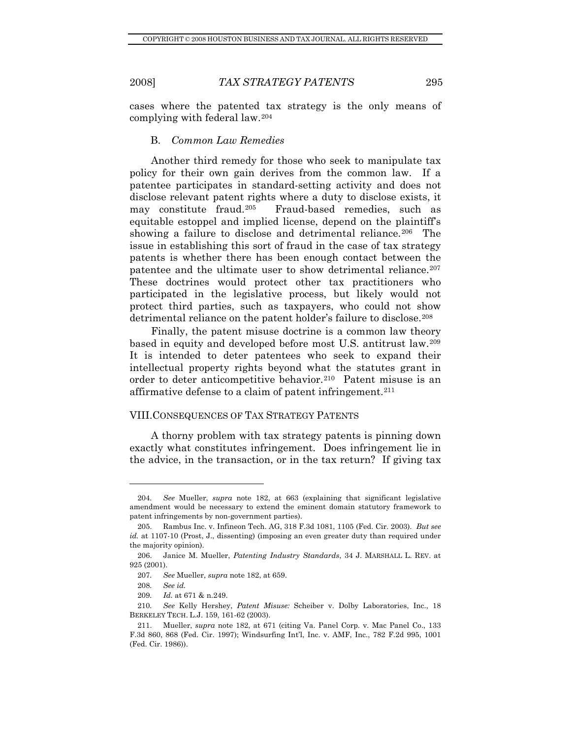cases where the patented tax strategy is the only means of complying with federal law.[204]

### B. *Common Law Remedies*

Another third remedy for those who seek to manipulate tax policy for their own gain derives from the common law. If a patentee participates in standard-setting activity and does not disclose relevant patent rights where a duty to disclose exists, it may constitute fraud.[205] Fraud-based remedies, such as equitable estoppel and implied license, depend on the plaintiff's showing a failure to disclose and detrimental reliance.[206] The issue in establishing this sort of fraud in the case of tax strategy patents is whether there has been enough contact between the patentee and the ultimate user to show detrimental reliance.[207] These doctrines would protect other tax practitioners who participated in the legislative process, but likely would not protect third parties, such as taxpayers, who could not show detrimental reliance on the patent holder's failure to disclose.[208]

Finally, the patent misuse doctrine is a common law theory based in equity and developed before most U.S. antitrust law.[209] It is intended to deter patentees who seek to expand their intellectual property rights beyond what the statutes grant in order to deter anticompetitive behavior.[210] Patent misuse is an affirmative defense to a claim of patent infringement.[211]

## VIII. CONSEQUENCES OF TAX STRATEGY PATENTS

A thorny problem with tax strategy patents is pinning down exactly what constitutes infringement. Does infringement lie in the advice, in the transaction, or in the tax return? If giving tax

---

204. *See* Mueller, *supra* note 182, at 663 (explaining that significant legislative amendment would be necessary to extend the eminent domain statutory framework to patent infringements by non-government parties).

205. Rambus Inc. v. Infineon Tech. AG, 318 F.3d 1081, 1105 (Fed. Cir. 2003). *But see id.* at 1107-10 (Prost, J., dissenting) (imposing an even greater duty than required under the majority opinion).

206. Janice M. Mueller, *Patenting Industry Standards*, 34 J. MARSHALL L. REV. at 925 (2001).

207. *See* Mueller, *supra* note 182, at 659.

208. *See id.*

209. *Id.* at 671 & n.249.

210. *See* Kelly Hershey, *Patent Misuse:* Scheiber v. Dolby Laboratories, Inc., 18 BERKELEY TECH. L.J. 159, 161-62 (2003).

211. Mueller, *supra* note 182, at 671 (citing Va. Panel Corp. v. Mac Panel Co., 133 F.3d 860, 868 (Fed. Cir. 1997); Windsurfing Int'l, Inc. v. AMF, Inc., 782 F.2d 995, 1001 (Fed. Cir. 1986)).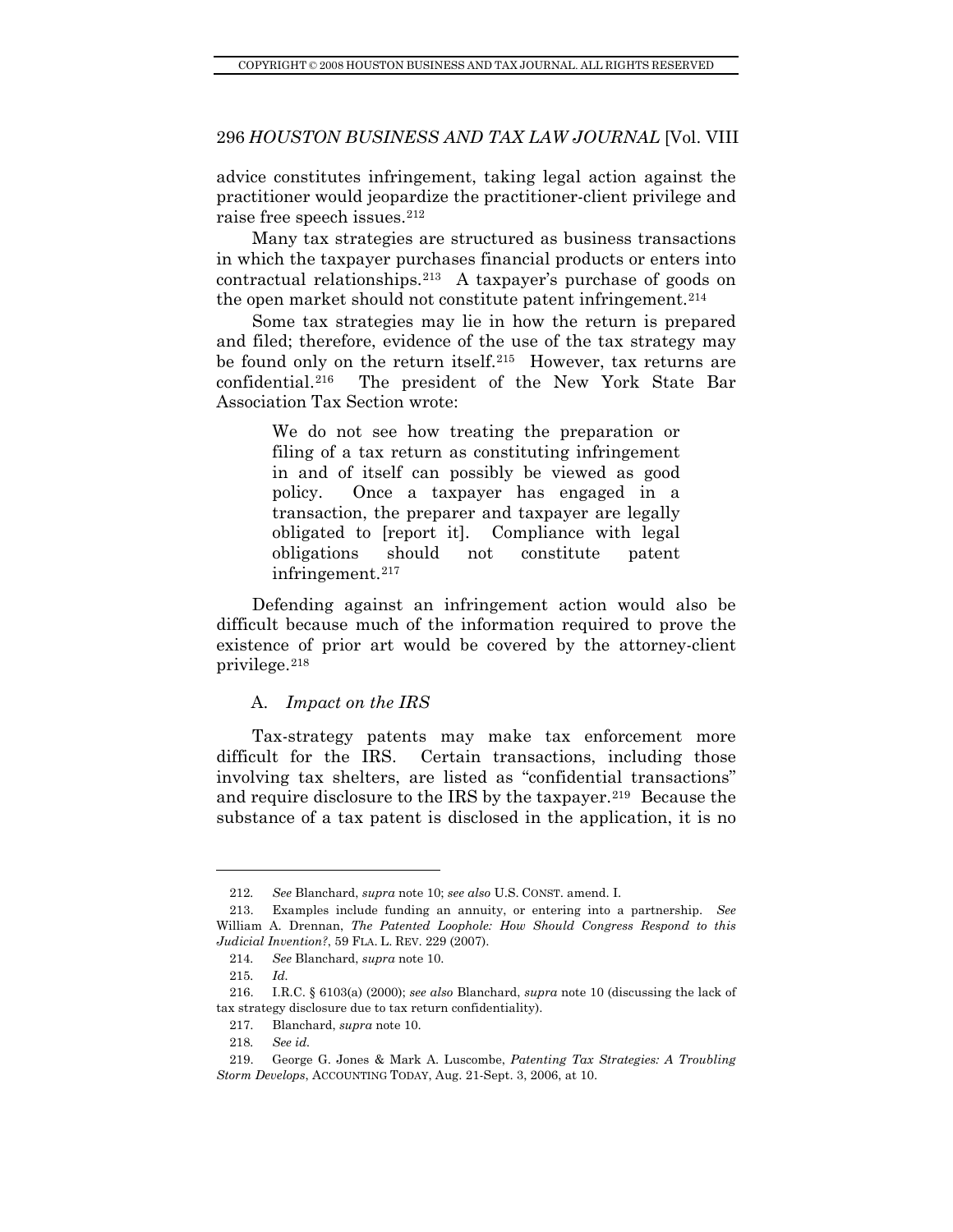advice constitutes infringement, taking legal action against the practitioner would jeopardize the practitioner-client privilege and raise free speech issues.[212]

Many tax strategies are structured as business transactions in which the taxpayer purchases financial products or enters into contractual relationships.[213] A taxpayer's purchase of goods on the open market should not constitute patent infringement.[214]

Some tax strategies may lie in how the return is prepared and filed; therefore, evidence of the use of the tax strategy may be found only on the return itself.[215] However, tax returns are confidential.[216] The president of the New York State Bar Association Tax Section wrote:

> We do not see how treating the preparation or filing of a tax return as constituting infringement in and of itself can possibly be viewed as good policy. Once a taxpayer has engaged in a transaction, the preparer and taxpayer are legally obligated to [report it]. Compliance with legal obligations should not constitute patent infringement.[217]

Defending against an infringement action would also be difficult because much of the information required to prove the existence of prior art would be covered by the attorney-client privilege.[218]

### A. *Impact on the IRS*

Tax-strategy patents may make tax enforcement more difficult for the IRS. Certain transactions, including those involving tax shelters, are listed as "confidential transactions" and require disclosure to the IRS by the taxpayer.[219] Because the substance of a tax patent is disclosed in the application, it is no

---

212. *See* Blanchard, *supra* note 10; *see also* U.S. CONST. amend. I.

213. Examples include funding an annuity, or entering into a partnership. *See* William A. Drennan, *The Patented Loophole: How Should Congress Respond to this Judicial Invention?*, 59 FLA. L. REV. 229 (2007).

214. *See* Blanchard, *supra* note 10.

215. *Id.*

216. I.R.C. § 6103(a) (2000); *see also* Blanchard, *supra* note 10 (discussing the lack of tax strategy disclosure due to tax return confidentiality).

217. Blanchard, *supra* note 10.

218. *See id.*

219. George G. Jones & Mark A. Luscombe, *Patenting Tax Strategies: A Troubling Storm Develops*, ACCOUNTING TODAY, Aug. 21-Sept. 3, 2006, at 10.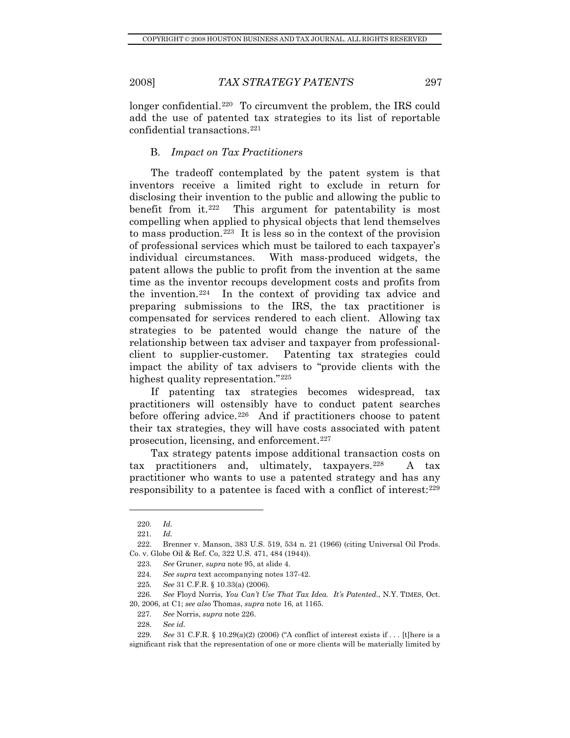longer confidential.[220] To circumvent the problem, the IRS could add the use of patented tax strategies to its list of reportable confidential transactions.[221]

### B. *Impact on Tax Practitioners*

The tradeoff contemplated by the patent system is that inventors receive a limited right to exclude in return for disclosing their invention to the public and allowing the public to benefit from it.[222] This argument for patentability is most compelling when applied to physical objects that lend themselves to mass production.[223] It is less so in the context of the provision of professional services which must be tailored to each taxpayer's individual circumstances. With mass-produced widgets, the patent allows the public to profit from the invention at the same time as the inventor recoups development costs and profits from the invention.[224] In the context of providing tax advice and preparing submissions to the IRS, the tax practitioner is compensated for services rendered to each client. Allowing tax strategies to be patented would change the nature of the relationship between tax adviser and taxpayer from professional-client to supplier-customer. Patenting tax strategies could impact the ability of tax advisers to "provide clients with the highest quality representation."[225]

If patenting tax strategies becomes widespread, tax practitioners will ostensibly have to conduct patent searches before offering advice.[226] And if practitioners choose to patent their tax strategies, they will have costs associated with patent prosecution, licensing, and enforcement.[227]

Tax strategy patents impose additional transaction costs on tax practitioners and, ultimately, taxpayers.[228] A tax practitioner who wants to use a patented strategy and has any responsibility to a patentee is faced with a conflict of interest:[229]

---

220. *Id.*

221. *Id.*

222. Brenner v. Manson, 383 U.S. 519, 534 n. 21 (1966) (citing Universal Oil Prods. Co. v. Globe Oil & Ref. Co, 322 U.S. 471, 484 (1944)).

223. *See* Gruner, *supra* note 95, at slide 4.

224. *See supra* text accompanying notes 137-42.

225. *See* 31 C.F.R. § 10.33(a) (2006).

226. *See* Floyd Norris, *You Can't Use That Tax Idea. It's Patented.*, N.Y. TIMES, Oct. 20, 2006, at C1; *see also* Thomas, *supra* note 16, at 1165.

227. *See* Norris, *supra* note 226.

228. *See id.*

229. *See* 31 C.F.R. § 10.29(a)(2) (2006) ("A conflict of interest exists if . . . [t]here is a significant risk that the representation of one or more clients will be materially limited by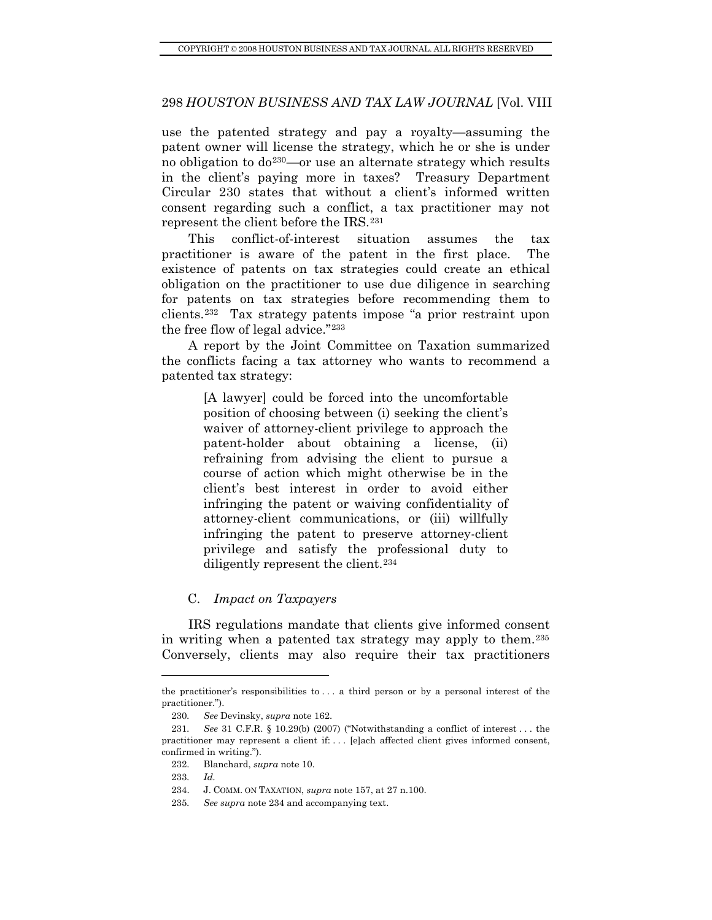use the patented strategy and pay a royalty—assuming the patent owner will license the strategy, which he or she is under no obligation to do[230]—or use an alternate strategy which results in the client's paying more in taxes? Treasury Department Circular 230 states that without a client's informed written consent regarding such a conflict, a tax practitioner may not represent the client before the IRS.[231]

This conflict-of-interest situation assumes the tax practitioner is aware of the patent in the first place. The existence of patents on tax strategies could create an ethical obligation on the practitioner to use due diligence in searching for patents on tax strategies before recommending them to clients.[232] Tax strategy patents impose "a prior restraint upon the free flow of legal advice."[233]

A report by the Joint Committee on Taxation summarized the conflicts facing a tax attorney who wants to recommend a patented tax strategy:

> [A lawyer] could be forced into the uncomfortable position of choosing between (i) seeking the client's waiver of attorney-client privilege to approach the patent-holder about obtaining a license, (ii) refraining from advising the client to pursue a course of action which might otherwise be in the client's best interest in order to avoid either infringing the patent or waiving confidentiality of attorney-client communications, or (iii) willfully infringing the patent to preserve attorney-client privilege and satisfy the professional duty to diligently represent the client.[234]

### C. *Impact on Taxpayers*

IRS regulations mandate that clients give informed consent in writing when a patented tax strategy may apply to them.[235] Conversely, clients may also require their tax practitioners

---

the practitioner's responsibilities to . . . a third person or by a personal interest of the practitioner.").

230. *See* Devinsky, *supra* note 162.

231. *See* 31 C.F.R. § 10.29(b) (2007) ("Notwithstanding a conflict of interest . . . the practitioner may represent a client if: . . . [e]ach affected client gives informed consent, confirmed in writing.").

232. Blanchard, *supra* note 10.

233. *Id.*

234. J. COMM. ON TAXATION, *supra* note 157, at 27 n.100.

235. *See supra* note 234 and accompanying text.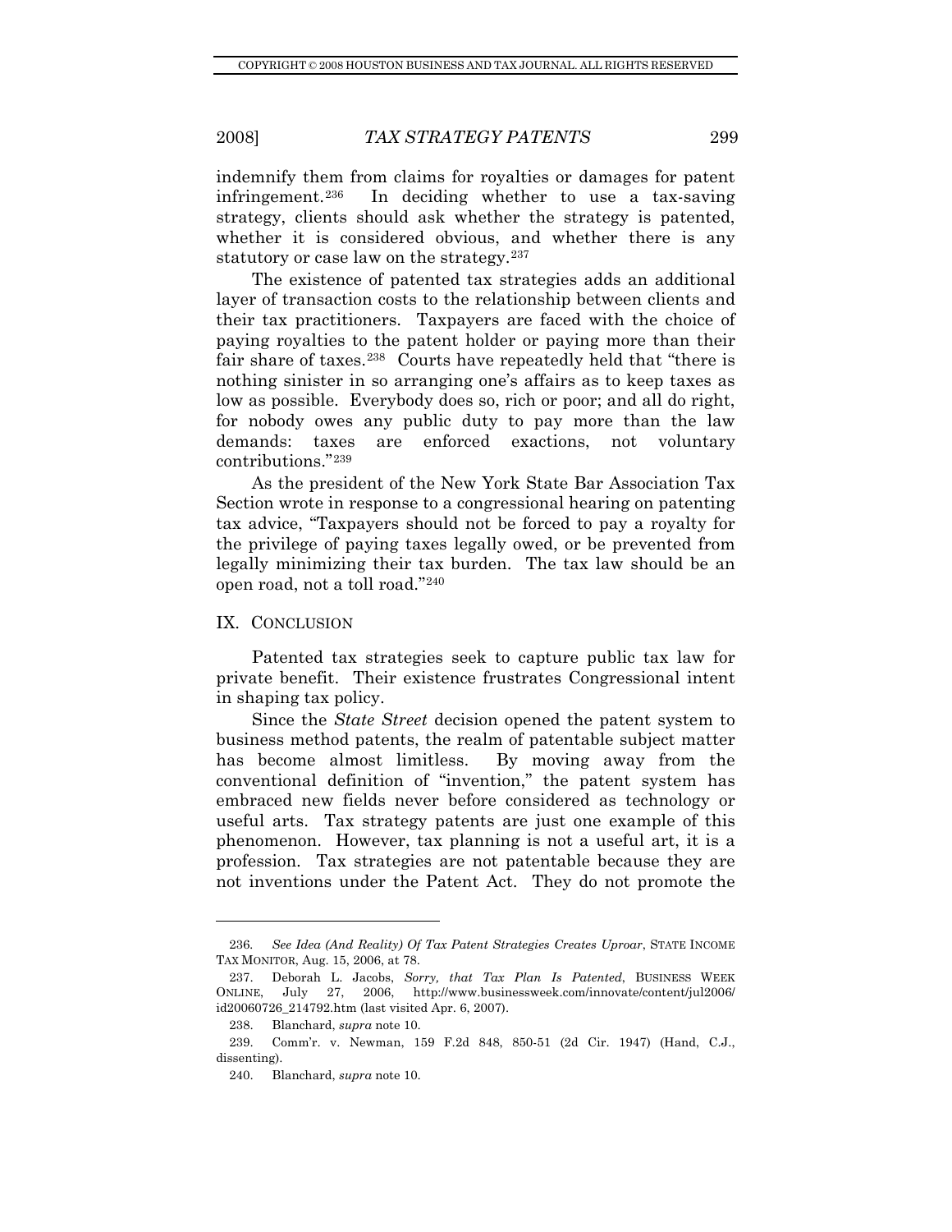indemnify them from claims for royalties or damages for patent infringement.[236] In deciding whether to use a tax-saving strategy, clients should ask whether the strategy is patented, whether it is considered obvious, and whether there is any statutory or case law on the strategy.[237]

The existence of patented tax strategies adds an additional layer of transaction costs to the relationship between clients and their tax practitioners. Taxpayers are faced with the choice of paying royalties to the patent holder or paying more than their fair share of taxes.[238] Courts have repeatedly held that "there is nothing sinister in so arranging one's affairs as to keep taxes as low as possible. Everybody does so, rich or poor; and all do right, for nobody owes any public duty to pay more than the law demands: taxes are enforced exactions, not voluntary contributions."[239]

As the president of the New York State Bar Association Tax Section wrote in response to a congressional hearing on patenting tax advice, "Taxpayers should not be forced to pay a royalty for the privilege of paying taxes legally owed, or be prevented from legally minimizing their tax burden. The tax law should be an open road, not a toll road."[240]

## IX. CONCLUSION

Patented tax strategies seek to capture public tax law for private benefit. Their existence frustrates Congressional intent in shaping tax policy.

Since the *State Street* decision opened the patent system to business method patents, the realm of patentable subject matter has become almost limitless. By moving away from the conventional definition of "invention," the patent system has embraced new fields never before considered as technology or useful arts. Tax strategy patents are just one example of this phenomenon. However, tax planning is not a useful art, it is a profession. Tax strategies are not patentable because they are not inventions under the Patent Act. They do not promote the

---

236. *See Idea (And Reality) Of Tax Patent Strategies Creates Uproar*, STATE INCOME TAX MONITOR, Aug. 15, 2006, at 78.

237. Deborah L. Jacobs, *Sorry, that Tax Plan Is Patented*, BUSINESS WEEK ONLINE, July 27, 2006, http://www.businessweek.com/innovate/content/jul2006/id20060726_214792.htm (last visited Apr. 6, 2007).

238. Blanchard, *supra* note 10.

239. Comm'r. v. Newman, 159 F.2d 848, 850-51 (2d Cir. 1947) (Hand, C.J., dissenting).

240. Blanchard, *supra* note 10.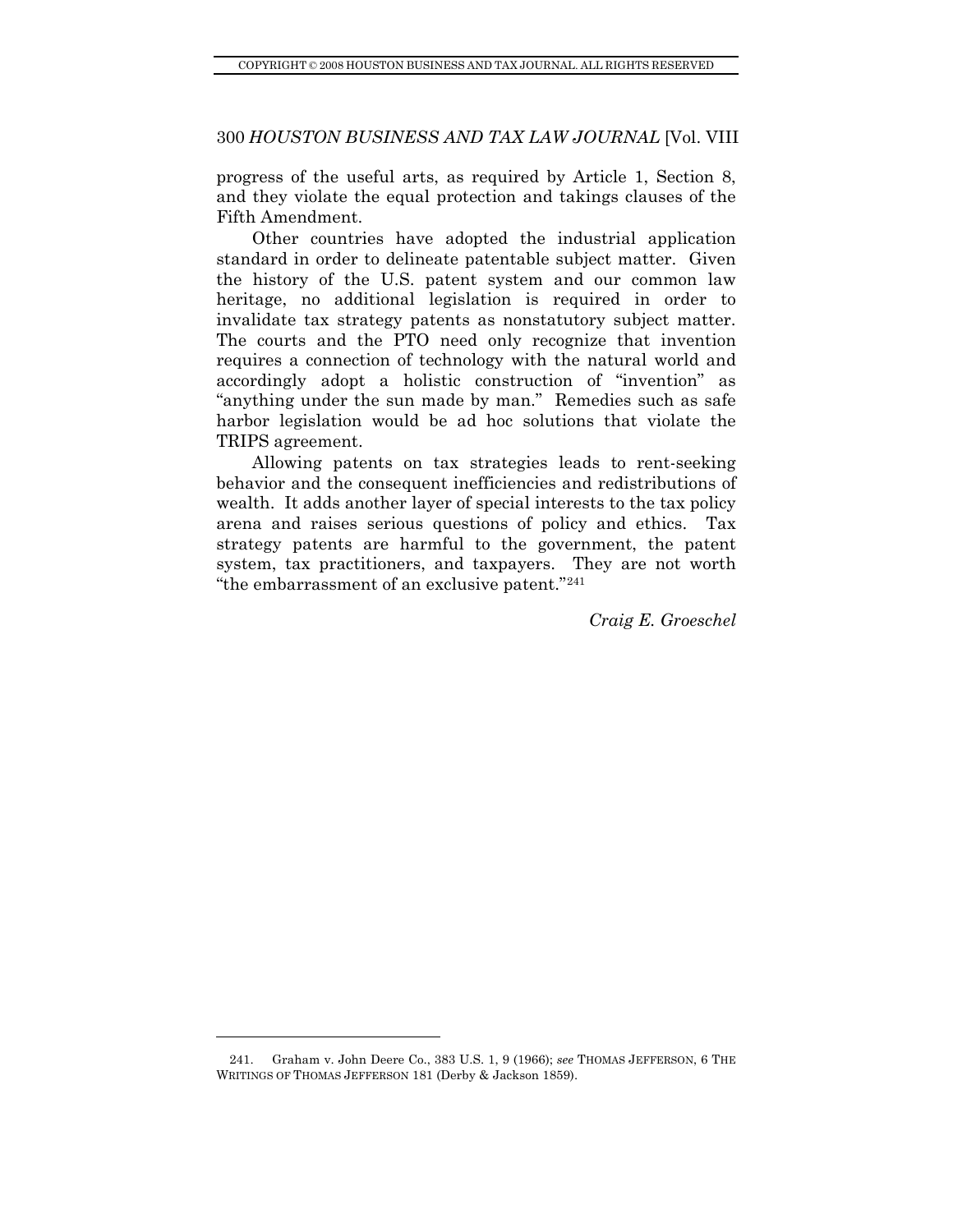progress of the useful arts, as required by Article 1, Section 8, and they violate the equal protection and takings clauses of the Fifth Amendment.

Other countries have adopted the industrial application standard in order to delineate patentable subject matter. Given the history of the U.S. patent system and our common law heritage, no additional legislation is required in order to invalidate tax strategy patents as nonstatutory subject matter. The courts and the PTO need only recognize that invention requires a connection of technology with the natural world and accordingly adopt a holistic construction of "invention" as "anything under the sun made by man." Remedies such as safe harbor legislation would be ad hoc solutions that violate the TRIPS agreement.

Allowing patents on tax strategies leads to rent-seeking behavior and the consequent inefficiencies and redistributions of wealth. It adds another layer of special interests to the tax policy arena and raises serious questions of policy and ethics. Tax strategy patents are harmful to the government, the patent system, tax practitioners, and taxpayers. They are not worth "the embarrassment of an exclusive patent."[241]

*Craig E. Groeschel*

---

241. Graham v. John Deere Co., 383 U.S. 1, 9 (1966); *see* THOMAS JEFFERSON, 6 THE WRITINGS OF THOMAS JEFFERSON 181 (Derby & Jackson 1859).